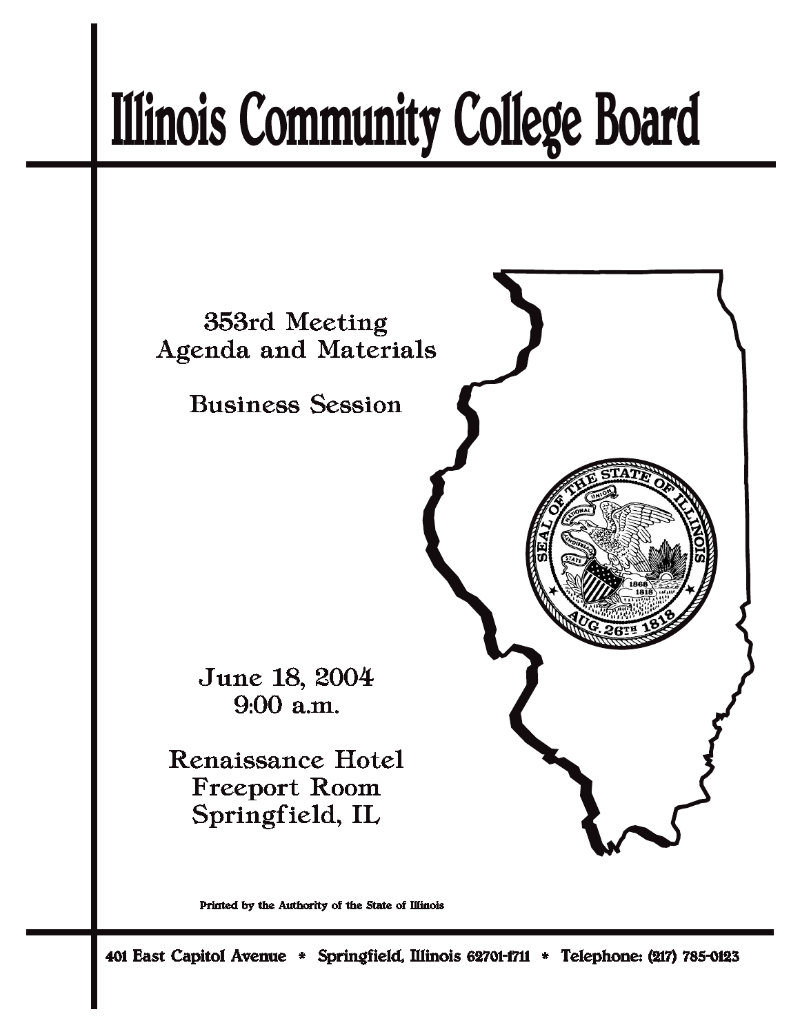# Illinois Community College Board

353rd Meeting
Agenda and Materials

Business Session

June 18, 2004
9:00 a.m.

Renaissance Hotel
Freeport Room
Springfield, IL

Printed by the Authority of the State of Illinois

401 East Capitol Avenue * Springfield, Illinois 62701-1711 * Telephone: (217) 785-0123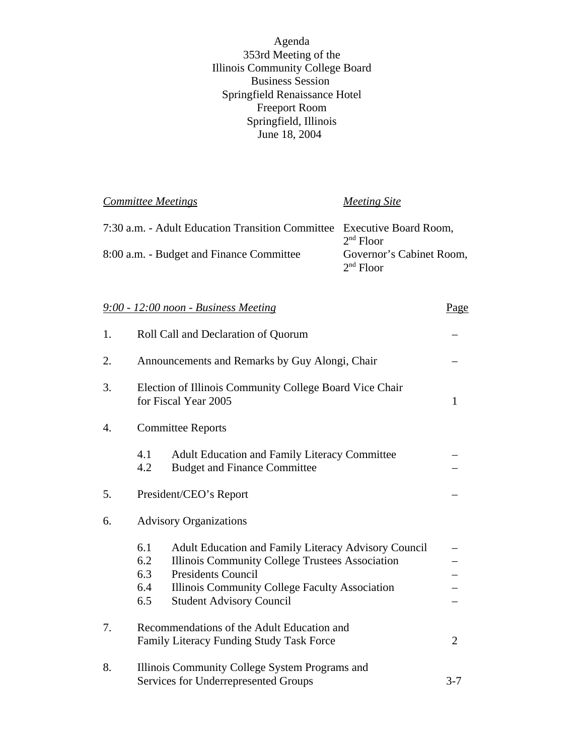Agenda
353rd Meeting of the
Illinois Community College Board
Business Session
Springfield Renaissance Hotel
Freeport Room
Springfield, Illinois
June 18, 2004

| *Committee Meetings* | *Meeting Site* |
|---|---|
| 7:30 a.m. - Adult Education Transition Committee | Executive Board Room, 2nd Floor |
| 8:00 a.m. - Budget and Finance Committee | Governor's Cabinet Room, 2nd Floor |

| *9:00 - 12:00 noon - Business Meeting* | | | Page |
|---|---|---|---|
| 1. | Roll Call and Declaration of Quorum | | – |
| 2. | Announcements and Remarks by Guy Alongi, Chair | | – |
| 3. | Election of Illinois Community College Board Vice Chair for Fiscal Year 2005 | | 1 |
| 4. | Committee Reports | | |
| | 4.1 | Adult Education and Family Literacy Committee | – |
| | 4.2 | Budget and Finance Committee | – |
| 5. | President/CEO's Report | | – |
| 6. | Advisory Organizations | | |
| | 6.1 | Adult Education and Family Literacy Advisory Council | – |
| | 6.2 | Illinois Community College Trustees Association | – |
| | 6.3 | Presidents Council | – |
| | 6.4 | Illinois Community College Faculty Association | – |
| | 6.5 | Student Advisory Council | – |
| 7. | Recommendations of the Adult Education and Family Literacy Funding Study Task Force | | 2 |
| 8. | Illinois Community College System Programs and Services for Underrepresented Groups | | 3-7 |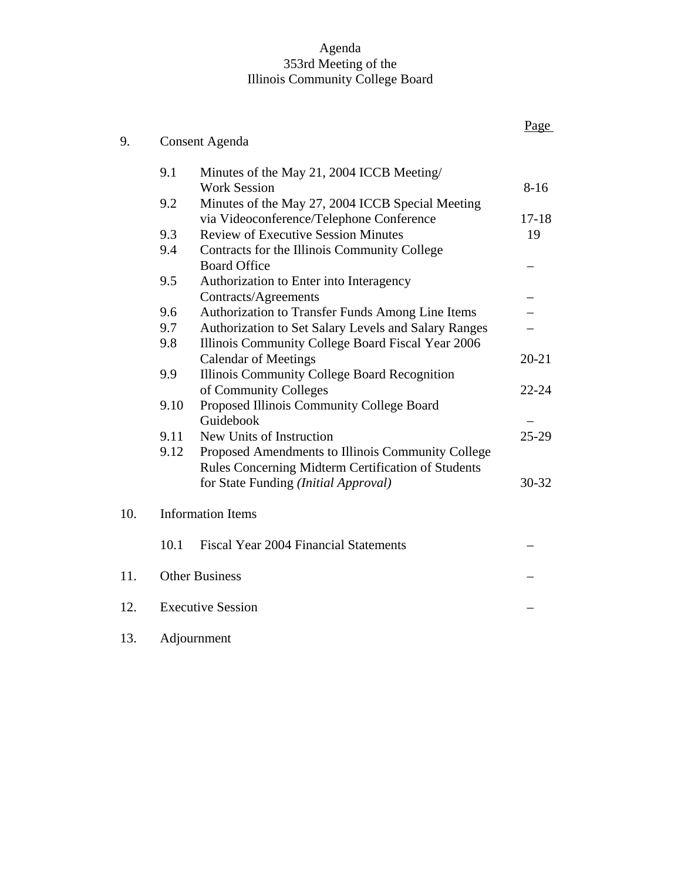Agenda
353rd Meeting of the
Illinois Community College Board

| | | | Page |
|---|---|---|---|
| 9. | Consent Agenda | | |
| | 9.1 | Minutes of the May 21, 2004 ICCB Meeting/ Work Session | 8-16 |
| | 9.2 | Minutes of the May 27, 2004 ICCB Special Meeting via Videoconference/Telephone Conference | 17-18 |
| | 9.3 | Review of Executive Session Minutes | 19 |
| | 9.4 | Contracts for the Illinois Community College Board Office | – |
| | 9.5 | Authorization to Enter into Interagency Contracts/Agreements | – |
| | 9.6 | Authorization to Transfer Funds Among Line Items | – |
| | 9.7 | Authorization to Set Salary Levels and Salary Ranges | – |
| | 9.8 | Illinois Community College Board Fiscal Year 2006 Calendar of Meetings | 20-21 |
| | 9.9 | Illinois Community College Board Recognition of Community Colleges | 22-24 |
| | 9.10 | Proposed Illinois Community College Board Guidebook | – |
| | 9.11 | New Units of Instruction | 25-29 |
| | 9.12 | Proposed Amendments to Illinois Community College Rules Concerning Midterm Certification of Students for State Funding *(Initial Approval)* | 30-32 |
| 10. | Information Items | | |
| | 10.1 | Fiscal Year 2004 Financial Statements | – |
| 11. | Other Business | | – |
| 12. | Executive Session | | – |
| 13. | Adjournment | | |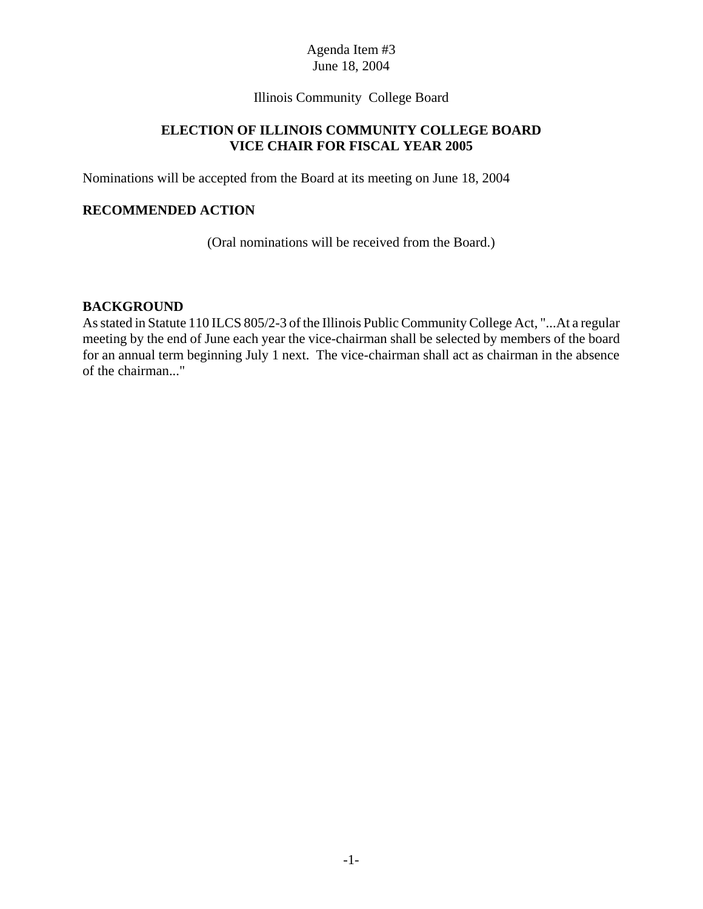Agenda Item #3
June 18, 2004

Illinois Community College Board

## ELECTION OF ILLINOIS COMMUNITY COLLEGE BOARD VICE CHAIR FOR FISCAL YEAR 2005

Nominations will be accepted from the Board at its meeting on June 18, 2004

### RECOMMENDED ACTION

(Oral nominations will be received from the Board.)

### BACKGROUND

As stated in Statute 110 ILCS 805/2-3 of the Illinois Public Community College Act, "...At a regular meeting by the end of June each year the vice-chairman shall be selected by members of the board for an annual term beginning July 1 next. The vice-chairman shall act as chairman in the absence of the chairman..."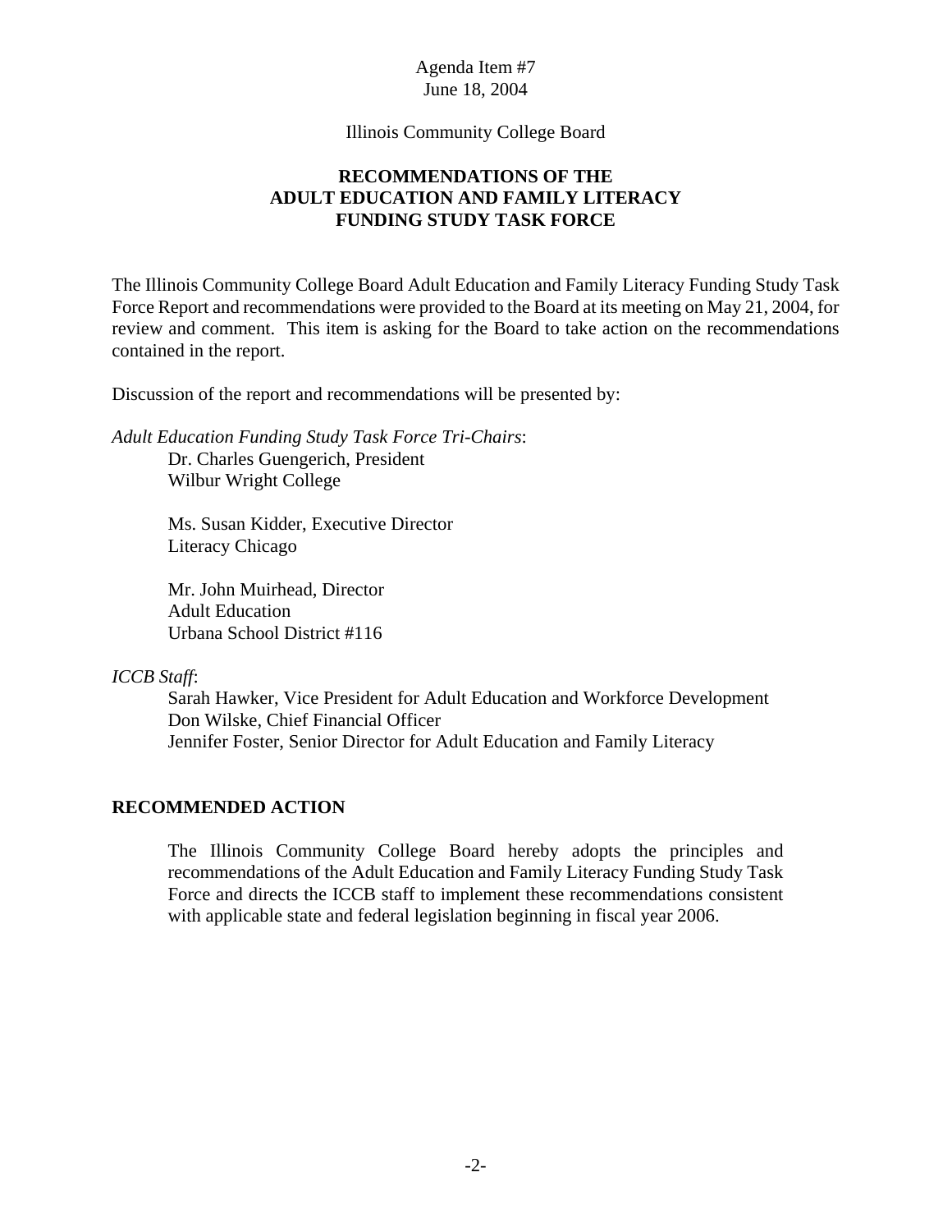Agenda Item #7
June 18, 2004

Illinois Community College Board

# RECOMMENDATIONS OF THE ADULT EDUCATION AND FAMILY LITERACY FUNDING STUDY TASK FORCE

The Illinois Community College Board Adult Education and Family Literacy Funding Study Task Force Report and recommendations were provided to the Board at its meeting on May 21, 2004, for review and comment. This item is asking for the Board to take action on the recommendations contained in the report.

Discussion of the report and recommendations will be presented by:

*Adult Education Funding Study Task Force Tri-Chairs*:

Dr. Charles Guengerich, President
Wilbur Wright College

Ms. Susan Kidder, Executive Director
Literacy Chicago

Mr. John Muirhead, Director
Adult Education
Urbana School District #116

*ICCB Staff*:

Sarah Hawker, Vice President for Adult Education and Workforce Development
Don Wilske, Chief Financial Officer
Jennifer Foster, Senior Director for Adult Education and Family Literacy

## RECOMMENDED ACTION

The Illinois Community College Board hereby adopts the principles and recommendations of the Adult Education and Family Literacy Funding Study Task Force and directs the ICCB staff to implement these recommendations consistent with applicable state and federal legislation beginning in fiscal year 2006.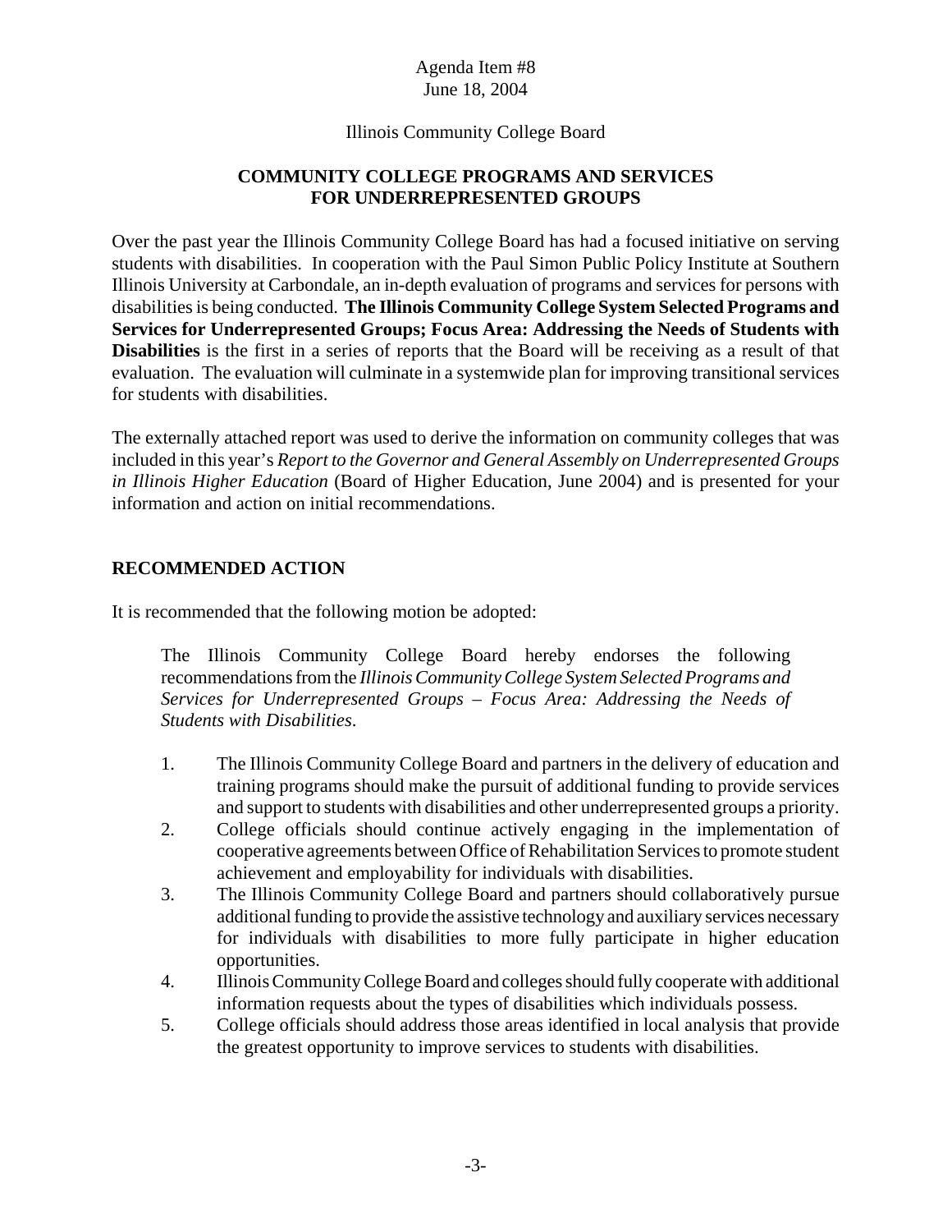Agenda Item #8
June 18, 2004

Illinois Community College Board

## COMMUNITY COLLEGE PROGRAMS AND SERVICES FOR UNDERREPRESENTED GROUPS

Over the past year the Illinois Community College Board has had a focused initiative on serving students with disabilities. In cooperation with the Paul Simon Public Policy Institute at Southern Illinois University at Carbondale, an in-depth evaluation of programs and services for persons with disabilities is being conducted. **The Illinois Community College System Selected Programs and Services for Underrepresented Groups; Focus Area: Addressing the Needs of Students with Disabilities** is the first in a series of reports that the Board will be receiving as a result of that evaluation. The evaluation will culminate in a systemwide plan for improving transitional services for students with disabilities.

The externally attached report was used to derive the information on community colleges that was included in this year's *Report to the Governor and General Assembly on Underrepresented Groups in Illinois Higher Education* (Board of Higher Education, June 2004) and is presented for your information and action on initial recommendations.

### RECOMMENDED ACTION

It is recommended that the following motion be adopted:

> The Illinois Community College Board hereby endorses the following recommendations from the *Illinois Community College System Selected Programs and Services for Underrepresented Groups – Focus Area: Addressing the Needs of Students with Disabilities*.

1. The Illinois Community College Board and partners in the delivery of education and training programs should make the pursuit of additional funding to provide services and support to students with disabilities and other underrepresented groups a priority.
2. College officials should continue actively engaging in the implementation of cooperative agreements between Office of Rehabilitation Services to promote student achievement and employability for individuals with disabilities.
3. The Illinois Community College Board and partners should collaboratively pursue additional funding to provide the assistive technology and auxiliary services necessary for individuals with disabilities to more fully participate in higher education opportunities.
4. Illinois Community College Board and colleges should fully cooperate with additional information requests about the types of disabilities which individuals possess.
5. College officials should address those areas identified in local analysis that provide the greatest opportunity to improve services to students with disabilities.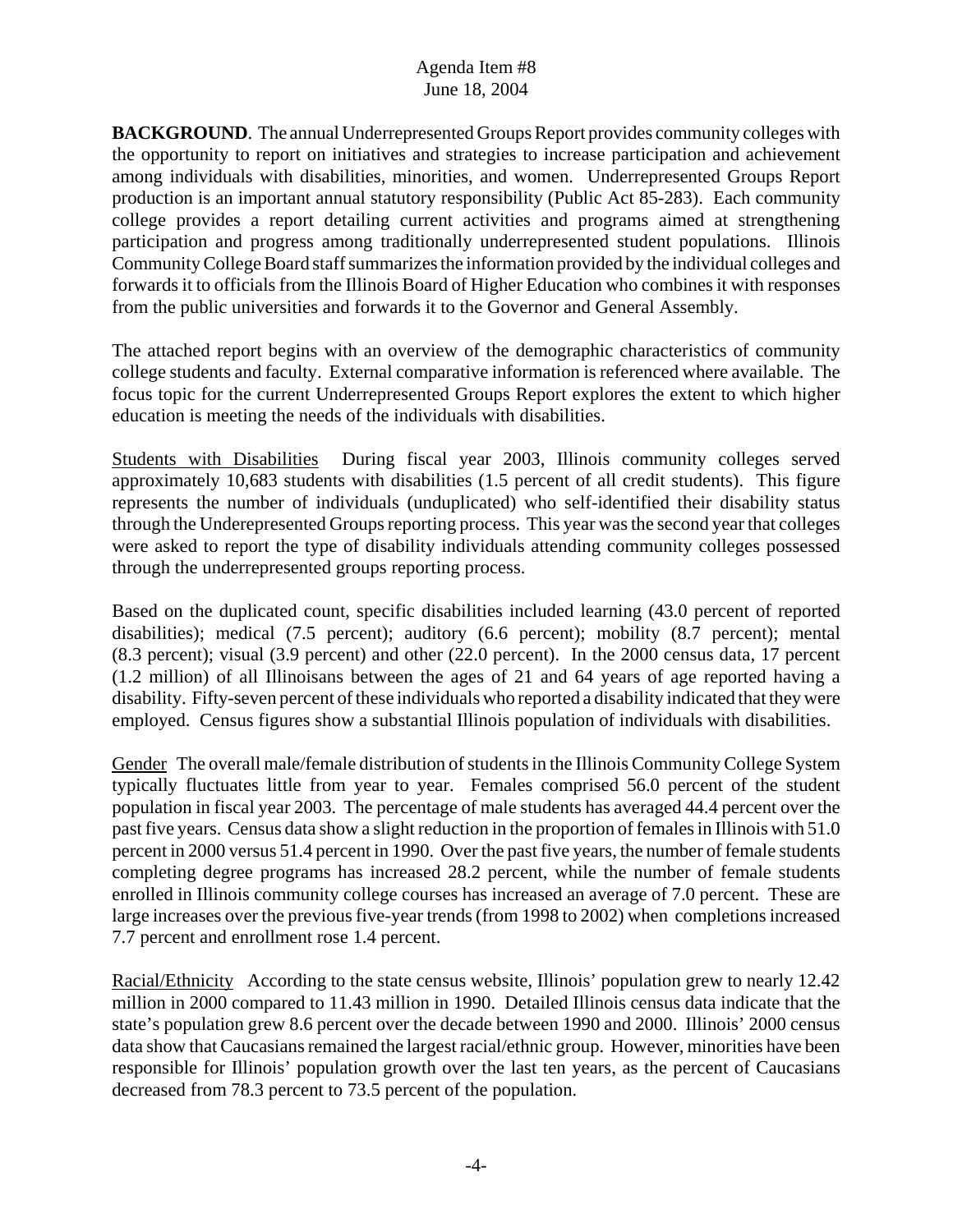Agenda Item #8
June 18, 2004

**BACKGROUND**. The annual Underrepresented Groups Report provides community colleges with the opportunity to report on initiatives and strategies to increase participation and achievement among individuals with disabilities, minorities, and women. Underrepresented Groups Report production is an important annual statutory responsibility (Public Act 85-283). Each community college provides a report detailing current activities and programs aimed at strengthening participation and progress among traditionally underrepresented student populations. Illinois Community College Board staff summarizes the information provided by the individual colleges and forwards it to officials from the Illinois Board of Higher Education who combines it with responses from the public universities and forwards it to the Governor and General Assembly.

The attached report begins with an overview of the demographic characteristics of community college students and faculty. External comparative information is referenced where available. The focus topic for the current Underrepresented Groups Report explores the extent to which higher education is meeting the needs of the individuals with disabilities.

Students with Disabilities During fiscal year 2003, Illinois community colleges served approximately 10,683 students with disabilities (1.5 percent of all credit students). This figure represents the number of individuals (unduplicated) who self-identified their disability status through the Underepresented Groups reporting process. This year was the second year that colleges were asked to report the type of disability individuals attending community colleges possessed through the underrepresented groups reporting process.

Based on the duplicated count, specific disabilities included learning (43.0 percent of reported disabilities); medical (7.5 percent); auditory (6.6 percent); mobility (8.7 percent); mental (8.3 percent); visual (3.9 percent) and other (22.0 percent). In the 2000 census data, 17 percent (1.2 million) of all Illinoisans between the ages of 21 and 64 years of age reported having a disability. Fifty-seven percent of these individuals who reported a disability indicated that they were employed. Census figures show a substantial Illinois population of individuals with disabilities.

Gender The overall male/female distribution of students in the Illinois Community College System typically fluctuates little from year to year. Females comprised 56.0 percent of the student population in fiscal year 2003. The percentage of male students has averaged 44.4 percent over the past five years. Census data show a slight reduction in the proportion of females in Illinois with 51.0 percent in 2000 versus 51.4 percent in 1990. Over the past five years, the number of female students completing degree programs has increased 28.2 percent, while the number of female students enrolled in Illinois community college courses has increased an average of 7.0 percent. These are large increases over the previous five-year trends (from 1998 to 2002) when completions increased 7.7 percent and enrollment rose 1.4 percent.

Racial/Ethnicity According to the state census website, Illinois' population grew to nearly 12.42 million in 2000 compared to 11.43 million in 1990. Detailed Illinois census data indicate that the state's population grew 8.6 percent over the decade between 1990 and 2000. Illinois' 2000 census data show that Caucasians remained the largest racial/ethnic group. However, minorities have been responsible for Illinois' population growth over the last ten years, as the percent of Caucasians decreased from 78.3 percent to 73.5 percent of the population.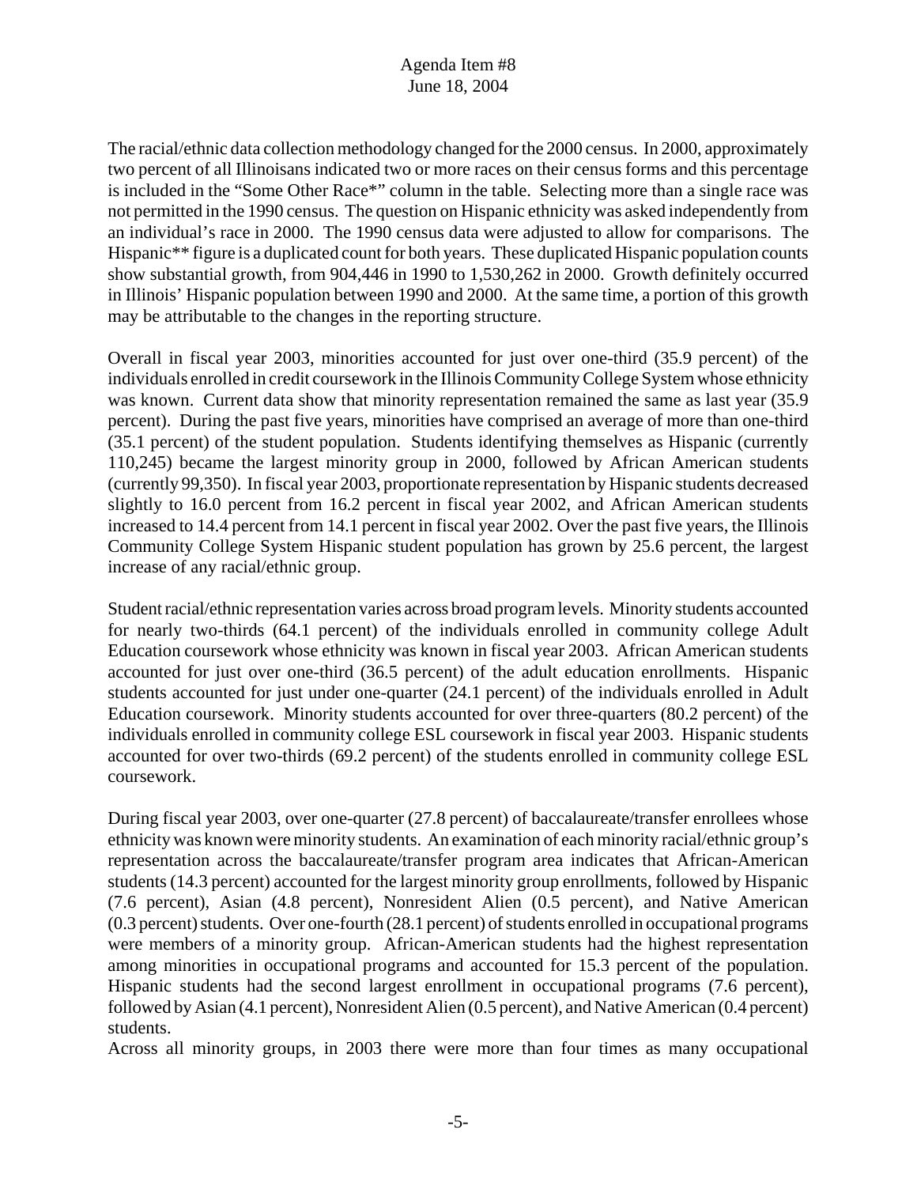The racial/ethnic data collection methodology changed for the 2000 census. In 2000, approximately two percent of all Illinoisans indicated two or more races on their census forms and this percentage is included in the "Some Other Race*" column in the table. Selecting more than a single race was not permitted in the 1990 census. The question on Hispanic ethnicity was asked independently from an individual's race in 2000. The 1990 census data were adjusted to allow for comparisons. The Hispanic** figure is a duplicated count for both years. These duplicated Hispanic population counts show substantial growth, from 904,446 in 1990 to 1,530,262 in 2000. Growth definitely occurred in Illinois' Hispanic population between 1990 and 2000. At the same time, a portion of this growth may be attributable to the changes in the reporting structure.

Overall in fiscal year 2003, minorities accounted for just over one-third (35.9 percent) of the individuals enrolled in credit coursework in the Illinois Community College System whose ethnicity was known. Current data show that minority representation remained the same as last year (35.9 percent). During the past five years, minorities have comprised an average of more than one-third (35.1 percent) of the student population. Students identifying themselves as Hispanic (currently 110,245) became the largest minority group in 2000, followed by African American students (currently 99,350). In fiscal year 2003, proportionate representation by Hispanic students decreased slightly to 16.0 percent from 16.2 percent in fiscal year 2002, and African American students increased to 14.4 percent from 14.1 percent in fiscal year 2002. Over the past five years, the Illinois Community College System Hispanic student population has grown by 25.6 percent, the largest increase of any racial/ethnic group.

Student racial/ethnic representation varies across broad program levels. Minority students accounted for nearly two-thirds (64.1 percent) of the individuals enrolled in community college Adult Education coursework whose ethnicity was known in fiscal year 2003. African American students accounted for just over one-third (36.5 percent) of the adult education enrollments. Hispanic students accounted for just under one-quarter (24.1 percent) of the individuals enrolled in Adult Education coursework. Minority students accounted for over three-quarters (80.2 percent) of the individuals enrolled in community college ESL coursework in fiscal year 2003. Hispanic students accounted for over two-thirds (69.2 percent) of the students enrolled in community college ESL coursework.

During fiscal year 2003, over one-quarter (27.8 percent) of baccalaureate/transfer enrollees whose ethnicity was known were minority students. An examination of each minority racial/ethnic group's representation across the baccalaureate/transfer program area indicates that African-American students (14.3 percent) accounted for the largest minority group enrollments, followed by Hispanic (7.6 percent), Asian (4.8 percent), Nonresident Alien (0.5 percent), and Native American (0.3 percent) students. Over one-fourth (28.1 percent) of students enrolled in occupational programs were members of a minority group. African-American students had the highest representation among minorities in occupational programs and accounted for 15.3 percent of the population. Hispanic students had the second largest enrollment in occupational programs (7.6 percent), followed by Asian (4.1 percent), Nonresident Alien (0.5 percent), and Native American (0.4 percent) students.

Across all minority groups, in 2003 there were more than four times as many occupational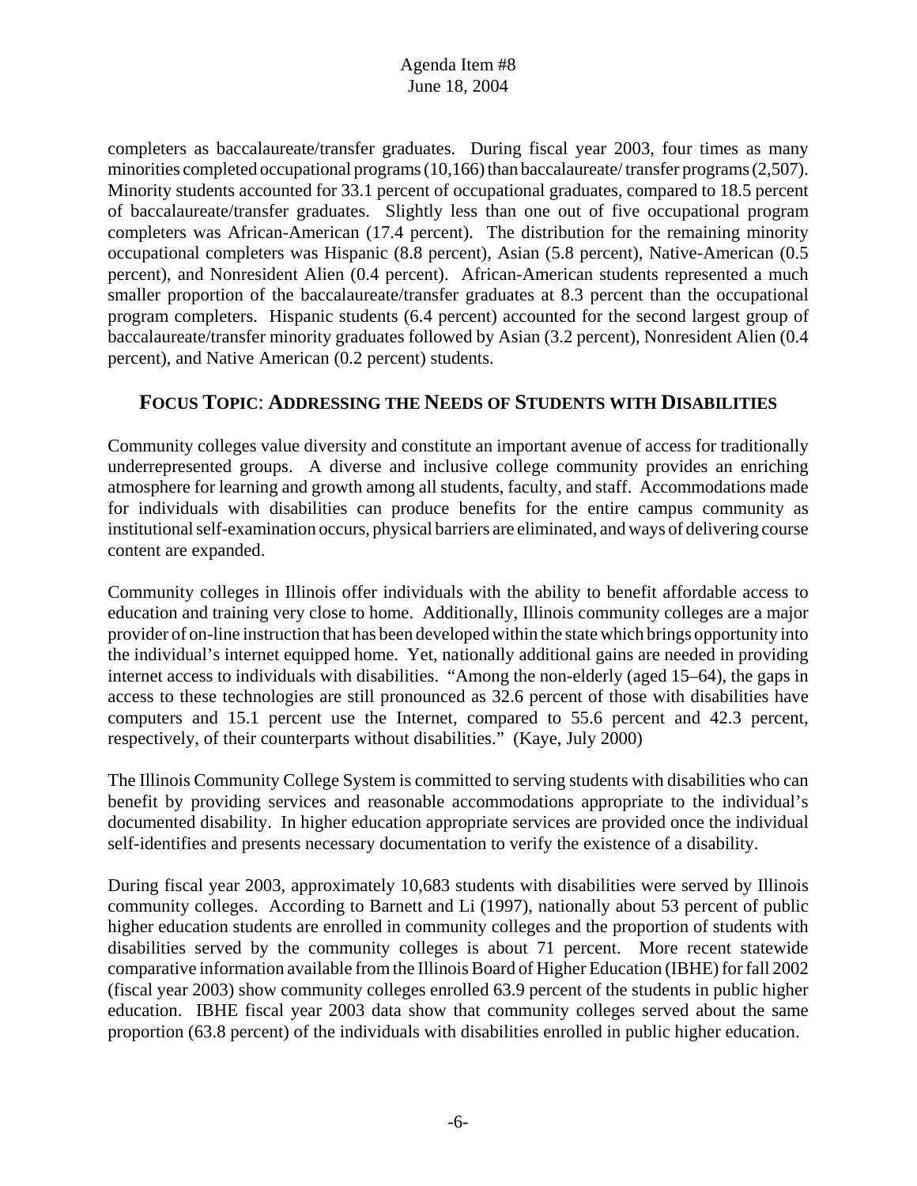completers as baccalaureate/transfer graduates. During fiscal year 2003, four times as many minorities completed occupational programs (10,166) than baccalaureate/ transfer programs (2,507). Minority students accounted for 33.1 percent of occupational graduates, compared to 18.5 percent of baccalaureate/transfer graduates. Slightly less than one out of five occupational program completers was African-American (17.4 percent). The distribution for the remaining minority occupational completers was Hispanic (8.8 percent), Asian (5.8 percent), Native-American (0.5 percent), and Nonresident Alien (0.4 percent). African-American students represented a much smaller proportion of the baccalaureate/transfer graduates at 8.3 percent than the occupational program completers. Hispanic students (6.4 percent) accounted for the second largest group of baccalaureate/transfer minority graduates followed by Asian (3.2 percent), Nonresident Alien (0.4 percent), and Native American (0.2 percent) students.

## FOCUS TOPIC: ADDRESSING THE NEEDS OF STUDENTS WITH DISABILITIES

Community colleges value diversity and constitute an important avenue of access for traditionally underrepresented groups. A diverse and inclusive college community provides an enriching atmosphere for learning and growth among all students, faculty, and staff. Accommodations made for individuals with disabilities can produce benefits for the entire campus community as institutional self-examination occurs, physical barriers are eliminated, and ways of delivering course content are expanded.

Community colleges in Illinois offer individuals with the ability to benefit affordable access to education and training very close to home. Additionally, Illinois community colleges are a major provider of on-line instruction that has been developed within the state which brings opportunity into the individual's internet equipped home. Yet, nationally additional gains are needed in providing internet access to individuals with disabilities. "Among the non-elderly (aged 15–64), the gaps in access to these technologies are still pronounced as 32.6 percent of those with disabilities have computers and 15.1 percent use the Internet, compared to 55.6 percent and 42.3 percent, respectively, of their counterparts without disabilities." (Kaye, July 2000)

The Illinois Community College System is committed to serving students with disabilities who can benefit by providing services and reasonable accommodations appropriate to the individual's documented disability. In higher education appropriate services are provided once the individual self-identifies and presents necessary documentation to verify the existence of a disability.

During fiscal year 2003, approximately 10,683 students with disabilities were served by Illinois community colleges. According to Barnett and Li (1997), nationally about 53 percent of public higher education students are enrolled in community colleges and the proportion of students with disabilities served by the community colleges is about 71 percent. More recent statewide comparative information available from the Illinois Board of Higher Education (IBHE) for fall 2002 (fiscal year 2003) show community colleges enrolled 63.9 percent of the students in public higher education. IBHE fiscal year 2003 data show that community colleges served about the same proportion (63.8 percent) of the individuals with disabilities enrolled in public higher education.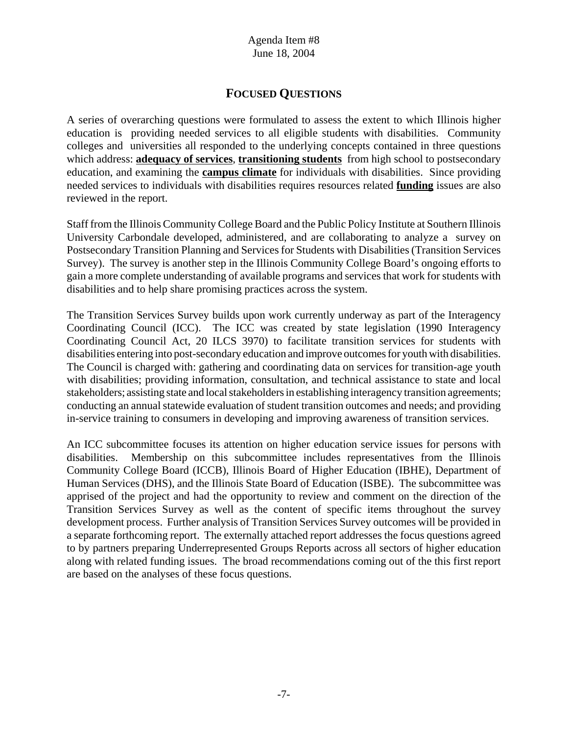## FOCUSED QUESTIONS

A series of overarching questions were formulated to assess the extent to which Illinois higher education is providing needed services to all eligible students with disabilities. Community colleges and universities all responded to the underlying concepts contained in three questions which address: **adequacy of services**, **transitioning students** from high school to postsecondary education, and examining the **campus climate** for individuals with disabilities. Since providing needed services to individuals with disabilities requires resources related **funding** issues are also reviewed in the report.

Staff from the Illinois Community College Board and the Public Policy Institute at Southern Illinois University Carbondale developed, administered, and are collaborating to analyze a survey on Postsecondary Transition Planning and Services for Students with Disabilities (Transition Services Survey). The survey is another step in the Illinois Community College Board's ongoing efforts to gain a more complete understanding of available programs and services that work for students with disabilities and to help share promising practices across the system.

The Transition Services Survey builds upon work currently underway as part of the Interagency Coordinating Council (ICC). The ICC was created by state legislation (1990 Interagency Coordinating Council Act, 20 ILCS 3970) to facilitate transition services for students with disabilities entering into post-secondary education and improve outcomes for youth with disabilities. The Council is charged with: gathering and coordinating data on services for transition-age youth with disabilities; providing information, consultation, and technical assistance to state and local stakeholders; assisting state and local stakeholders in establishing interagency transition agreements; conducting an annual statewide evaluation of student transition outcomes and needs; and providing in-service training to consumers in developing and improving awareness of transition services.

An ICC subcommittee focuses its attention on higher education service issues for persons with disabilities. Membership on this subcommittee includes representatives from the Illinois Community College Board (ICCB), Illinois Board of Higher Education (IBHE), Department of Human Services (DHS), and the Illinois State Board of Education (ISBE). The subcommittee was apprised of the project and had the opportunity to review and comment on the direction of the Transition Services Survey as well as the content of specific items throughout the survey development process. Further analysis of Transition Services Survey outcomes will be provided in a separate forthcoming report. The externally attached report addresses the focus questions agreed to by partners preparing Underrepresented Groups Reports across all sectors of higher education along with related funding issues. The broad recommendations coming out of the this first report are based on the analyses of these focus questions.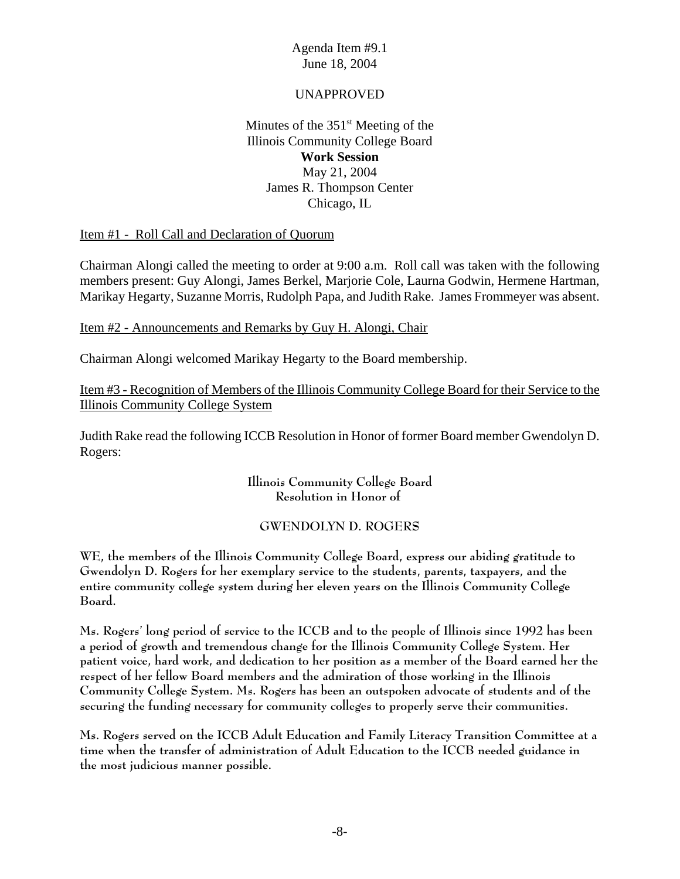Agenda Item #9.1
June 18, 2004

UNAPPROVED

Minutes of the 351st Meeting of the
Illinois Community College Board
**Work Session**
May 21, 2004
James R. Thompson Center
Chicago, IL

Item #1 - Roll Call and Declaration of Quorum

Chairman Alongi called the meeting to order at 9:00 a.m. Roll call was taken with the following members present: Guy Alongi, James Berkel, Marjorie Cole, Laurna Godwin, Hermene Hartman, Marikay Hegarty, Suzanne Morris, Rudolph Papa, and Judith Rake. James Frommeyer was absent.

Item #2 - Announcements and Remarks by Guy H. Alongi, Chair

Chairman Alongi welcomed Marikay Hegarty to the Board membership.

Item #3 - Recognition of Members of the Illinois Community College Board for their Service to the Illinois Community College System

Judith Rake read the following ICCB Resolution in Honor of former Board member Gwendolyn D. Rogers:

**Illinois Community College Board**
**Resolution in Honor of**

GWENDOLYN D. ROGERS

**WE, the members of the Illinois Community College Board, express our abiding gratitude to Gwendolyn D. Rogers for her exemplary service to the students, parents, taxpayers, and the entire community college system during her eleven years on the Illinois Community College Board.**

**Ms. Rogers' long period of service to the ICCB and to the people of Illinois since 1992 has been a period of growth and tremendous change for the Illinois Community College System. Her patient voice, hard work, and dedication to her position as a member of the Board earned her the respect of her fellow Board members and the admiration of those working in the Illinois Community College System. Ms. Rogers has been an outspoken advocate of students and of the securing the funding necessary for community colleges to properly serve their communities.**

**Ms. Rogers served on the ICCB Adult Education and Family Literacy Transition Committee at a time when the transfer of administration of Adult Education to the ICCB needed guidance in the most judicious manner possible.**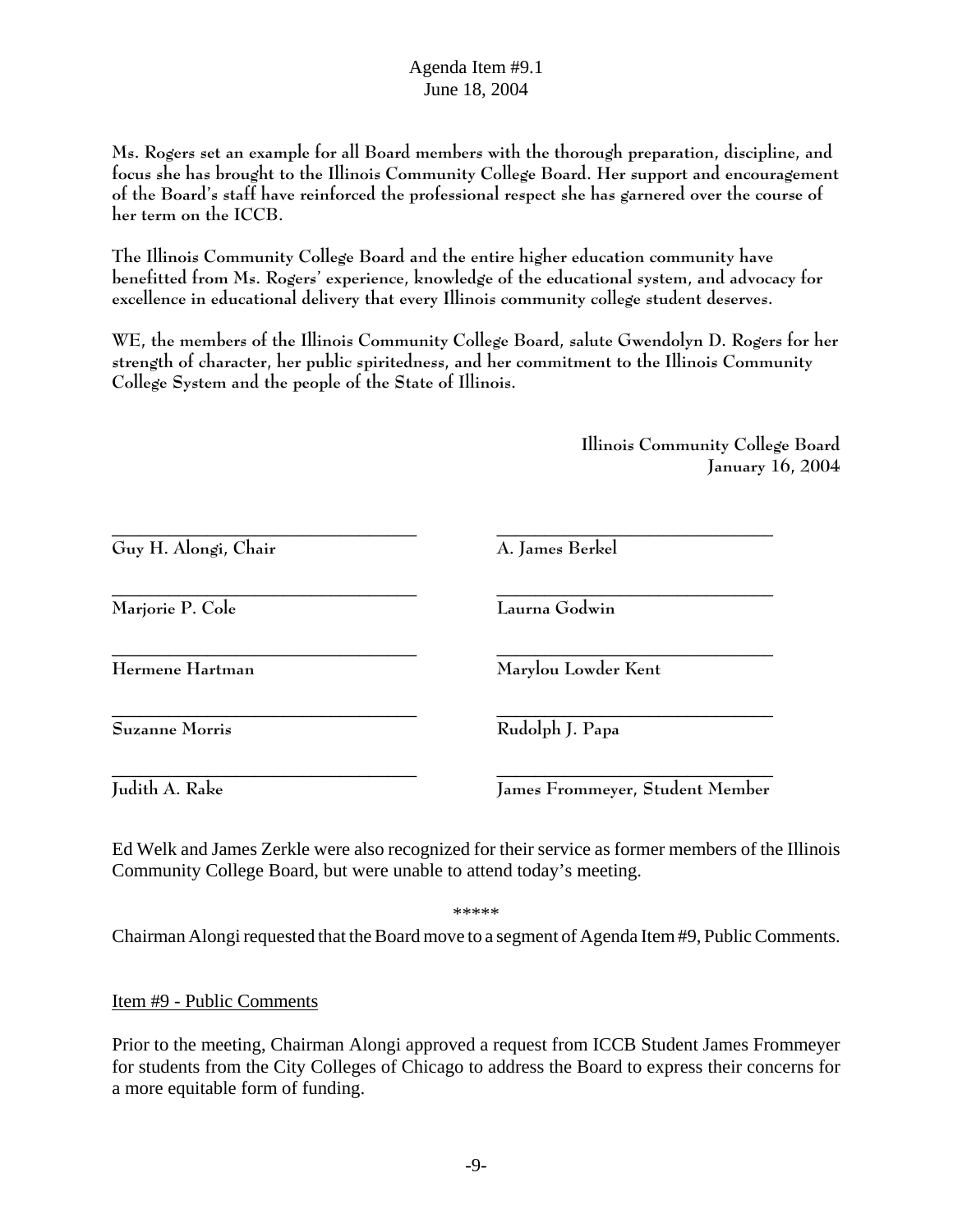Agenda Item #9.1
June 18, 2004

**Ms. Rogers set an example for all Board members with the thorough preparation, discipline, and focus she has brought to the Illinois Community College Board. Her support and encouragement of the Board's staff have reinforced the professional respect she has garnered over the course of her term on the ICCB.**

**The Illinois Community College Board and the entire higher education community have benefitted from Ms. Rogers' experience, knowledge of the educational system, and advocacy for excellence in educational delivery that every Illinois community college student deserves.**

**WE, the members of the Illinois Community College Board, salute Gwendolyn D. Rogers for her strength of character, her public spiritedness, and her commitment to the Illinois Community College System and the people of the State of Illinois.**

**Illinois Community College Board**
**January 16, 2004**

| | |
|---|---|
| **Guy H. Alongi, Chair** | **A. James Berkel** |
| **Marjorie P. Cole** | **Laurna Godwin** |
| **Hermene Hartman** | **Marylou Lowder Kent** |
| **Suzanne Morris** | **Rudolph J. Papa** |
| **Judith A. Rake** | **James Frommeyer, Student Member** |

Ed Welk and James Zerkle were also recognized for their service as former members of the Illinois Community College Board, but were unable to attend today's meeting.

*****

Chairman Alongi requested that the Board move to a segment of Agenda Item #9, Public Comments.

Item #9 - Public Comments

Prior to the meeting, Chairman Alongi approved a request from ICCB Student James Frommeyer for students from the City Colleges of Chicago to address the Board to express their concerns for a more equitable form of funding.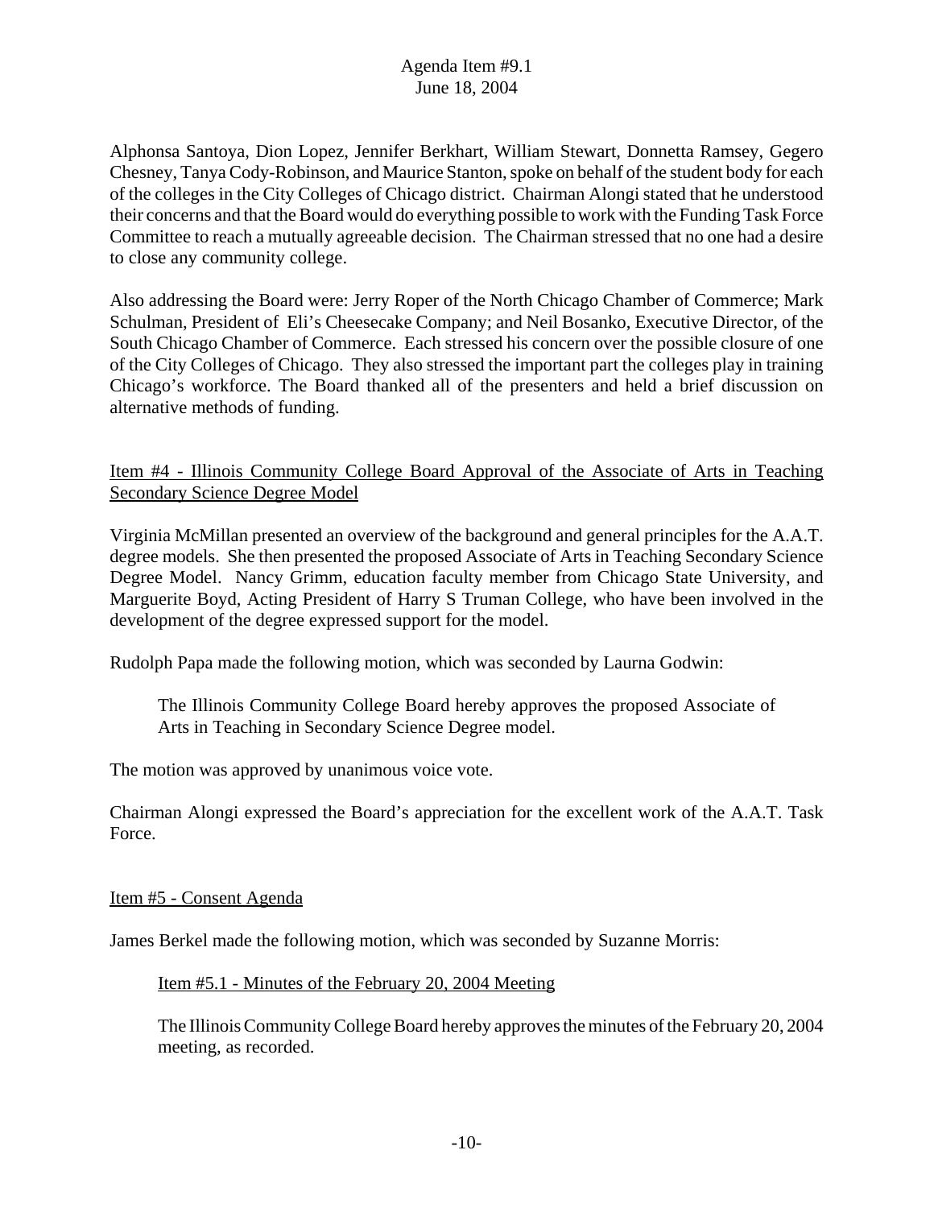Alphonsa Santoya, Dion Lopez, Jennifer Berkhart, William Stewart, Donnetta Ramsey, Gegero Chesney, Tanya Cody-Robinson, and Maurice Stanton, spoke on behalf of the student body for each of the colleges in the City Colleges of Chicago district. Chairman Alongi stated that he understood their concerns and that the Board would do everything possible to work with the Funding Task Force Committee to reach a mutually agreeable decision. The Chairman stressed that no one had a desire to close any community college.

Also addressing the Board were: Jerry Roper of the North Chicago Chamber of Commerce; Mark Schulman, President of Eli's Cheesecake Company; and Neil Bosanko, Executive Director, of the South Chicago Chamber of Commerce. Each stressed his concern over the possible closure of one of the City Colleges of Chicago. They also stressed the important part the colleges play in training Chicago's workforce. The Board thanked all of the presenters and held a brief discussion on alternative methods of funding.

## Item #4 - Illinois Community College Board Approval of the Associate of Arts in Teaching Secondary Science Degree Model

Virginia McMillan presented an overview of the background and general principles for the A.A.T. degree models. She then presented the proposed Associate of Arts in Teaching Secondary Science Degree Model. Nancy Grimm, education faculty member from Chicago State University, and Marguerite Boyd, Acting President of Harry S Truman College, who have been involved in the development of the degree expressed support for the model.

Rudolph Papa made the following motion, which was seconded by Laurna Godwin:

> The Illinois Community College Board hereby approves the proposed Associate of Arts in Teaching in Secondary Science Degree model.

The motion was approved by unanimous voice vote.

Chairman Alongi expressed the Board's appreciation for the excellent work of the A.A.T. Task Force.

## Item #5 - Consent Agenda

James Berkel made the following motion, which was seconded by Suzanne Morris:

### Item #5.1 - Minutes of the February 20, 2004 Meeting

> The Illinois Community College Board hereby approves the minutes of the February 20, 2004 meeting, as recorded.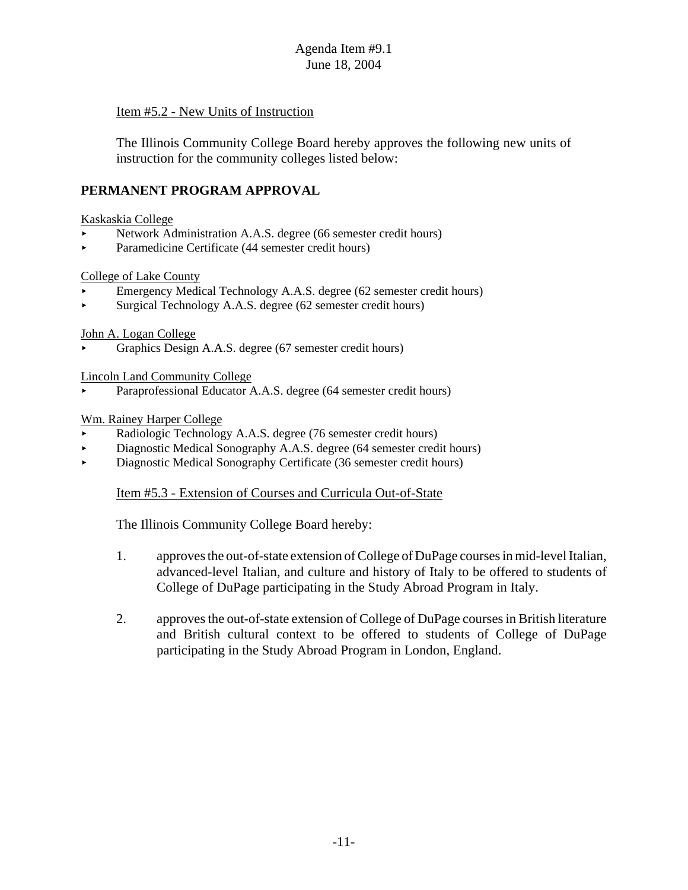Agenda Item #9.1
June 18, 2004

Item #5.2 - New Units of Instruction

The Illinois Community College Board hereby approves the following new units of instruction for the community colleges listed below:

**PERMANENT PROGRAM APPROVAL**

Kaskaskia College

- Network Administration A.A.S. degree (66 semester credit hours)
- Paramedicine Certificate (44 semester credit hours)

College of Lake County

- Emergency Medical Technology A.A.S. degree (62 semester credit hours)
- Surgical Technology A.A.S. degree (62 semester credit hours)

John A. Logan College

- Graphics Design A.A.S. degree (67 semester credit hours)

Lincoln Land Community College

- Paraprofessional Educator A.A.S. degree (64 semester credit hours)

Wm. Rainey Harper College

- Radiologic Technology A.A.S. degree (76 semester credit hours)
- Diagnostic Medical Sonography A.A.S. degree (64 semester credit hours)
- Diagnostic Medical Sonography Certificate (36 semester credit hours)

Item #5.3 - Extension of Courses and Curricula Out-of-State

The Illinois Community College Board hereby:

1. approves the out-of-state extension of College of DuPage courses in mid-level Italian, advanced-level Italian, and culture and history of Italy to be offered to students of College of DuPage participating in the Study Abroad Program in Italy.

2. approves the out-of-state extension of College of DuPage courses in British literature and British cultural context to be offered to students of College of DuPage participating in the Study Abroad Program in London, England.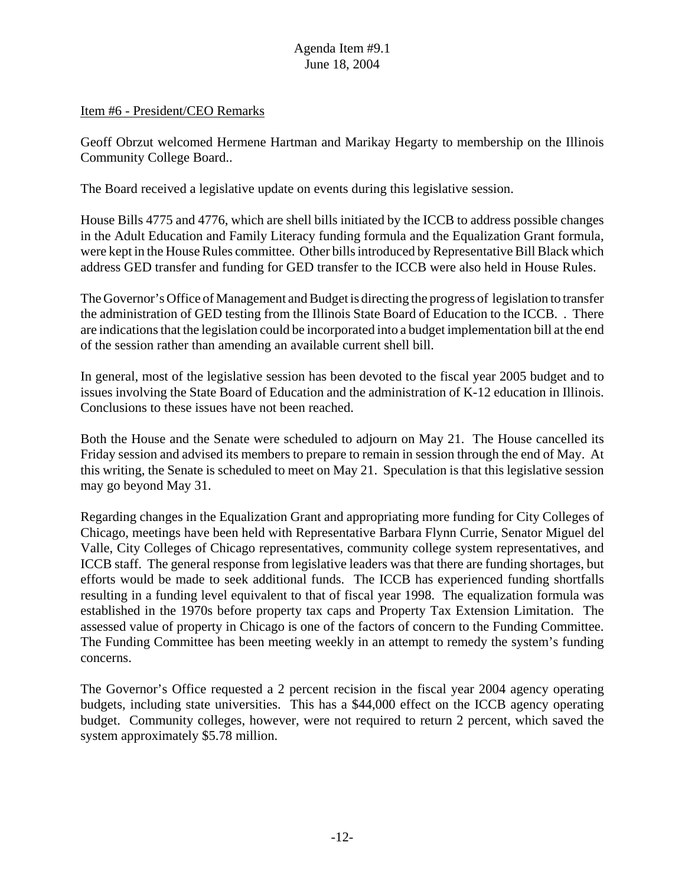Agenda Item #9.1
June 18, 2004

Item #6 - President/CEO Remarks

Geoff Obrzut welcomed Hermene Hartman and Marikay Hegarty to membership on the Illinois Community College Board..

The Board received a legislative update on events during this legislative session.

House Bills 4775 and 4776, which are shell bills initiated by the ICCB to address possible changes in the Adult Education and Family Literacy funding formula and the Equalization Grant formula, were kept in the House Rules committee. Other bills introduced by Representative Bill Black which address GED transfer and funding for GED transfer to the ICCB were also held in House Rules.

The Governor's Office of Management and Budget is directing the progress of legislation to transfer the administration of GED testing from the Illinois State Board of Education to the ICCB. . There are indications that the legislation could be incorporated into a budget implementation bill at the end of the session rather than amending an available current shell bill.

In general, most of the legislative session has been devoted to the fiscal year 2005 budget and to issues involving the State Board of Education and the administration of K-12 education in Illinois. Conclusions to these issues have not been reached.

Both the House and the Senate were scheduled to adjourn on May 21. The House cancelled its Friday session and advised its members to prepare to remain in session through the end of May. At this writing, the Senate is scheduled to meet on May 21. Speculation is that this legislative session may go beyond May 31.

Regarding changes in the Equalization Grant and appropriating more funding for City Colleges of Chicago, meetings have been held with Representative Barbara Flynn Currie, Senator Miguel del Valle, City Colleges of Chicago representatives, community college system representatives, and ICCB staff. The general response from legislative leaders was that there are funding shortages, but efforts would be made to seek additional funds. The ICCB has experienced funding shortfalls resulting in a funding level equivalent to that of fiscal year 1998. The equalization formula was established in the 1970s before property tax caps and Property Tax Extension Limitation. The assessed value of property in Chicago is one of the factors of concern to the Funding Committee. The Funding Committee has been meeting weekly in an attempt to remedy the system's funding concerns.

The Governor's Office requested a 2 percent recision in the fiscal year 2004 agency operating budgets, including state universities. This has a $44,000 effect on the ICCB agency operating budget. Community colleges, however, were not required to return 2 percent, which saved the system approximately $5.78 million.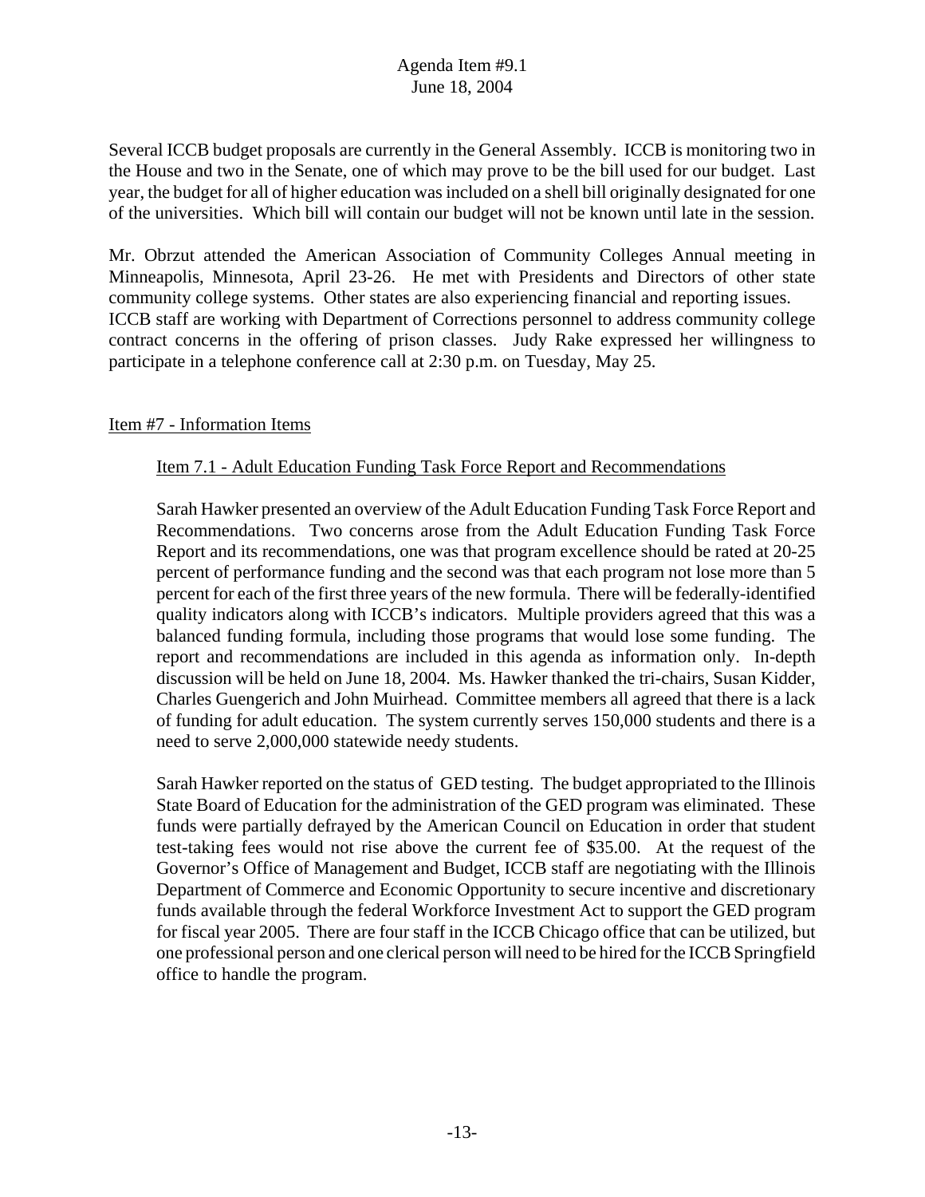Several ICCB budget proposals are currently in the General Assembly. ICCB is monitoring two in the House and two in the Senate, one of which may prove to be the bill used for our budget. Last year, the budget for all of higher education was included on a shell bill originally designated for one of the universities. Which bill will contain our budget will not be known until late in the session.

Mr. Obrzut attended the American Association of Community Colleges Annual meeting in Minneapolis, Minnesota, April 23-26. He met with Presidents and Directors of other state community college systems. Other states are also experiencing financial and reporting issues. ICCB staff are working with Department of Corrections personnel to address community college contract concerns in the offering of prison classes. Judy Rake expressed her willingness to participate in a telephone conference call at 2:30 p.m. on Tuesday, May 25.

Item #7 - Information Items

Item 7.1 - Adult Education Funding Task Force Report and Recommendations

Sarah Hawker presented an overview of the Adult Education Funding Task Force Report and Recommendations. Two concerns arose from the Adult Education Funding Task Force Report and its recommendations, one was that program excellence should be rated at 20-25 percent of performance funding and the second was that each program not lose more than 5 percent for each of the first three years of the new formula. There will be federally-identified quality indicators along with ICCB's indicators. Multiple providers agreed that this was a balanced funding formula, including those programs that would lose some funding. The report and recommendations are included in this agenda as information only. In-depth discussion will be held on June 18, 2004. Ms. Hawker thanked the tri-chairs, Susan Kidder, Charles Guengerich and John Muirhead. Committee members all agreed that there is a lack of funding for adult education. The system currently serves 150,000 students and there is a need to serve 2,000,000 statewide needy students.

Sarah Hawker reported on the status of GED testing. The budget appropriated to the Illinois State Board of Education for the administration of the GED program was eliminated. These funds were partially defrayed by the American Council on Education in order that student test-taking fees would not rise above the current fee of $35.00. At the request of the Governor's Office of Management and Budget, ICCB staff are negotiating with the Illinois Department of Commerce and Economic Opportunity to secure incentive and discretionary funds available through the federal Workforce Investment Act to support the GED program for fiscal year 2005. There are four staff in the ICCB Chicago office that can be utilized, but one professional person and one clerical person will need to be hired for the ICCB Springfield office to handle the program.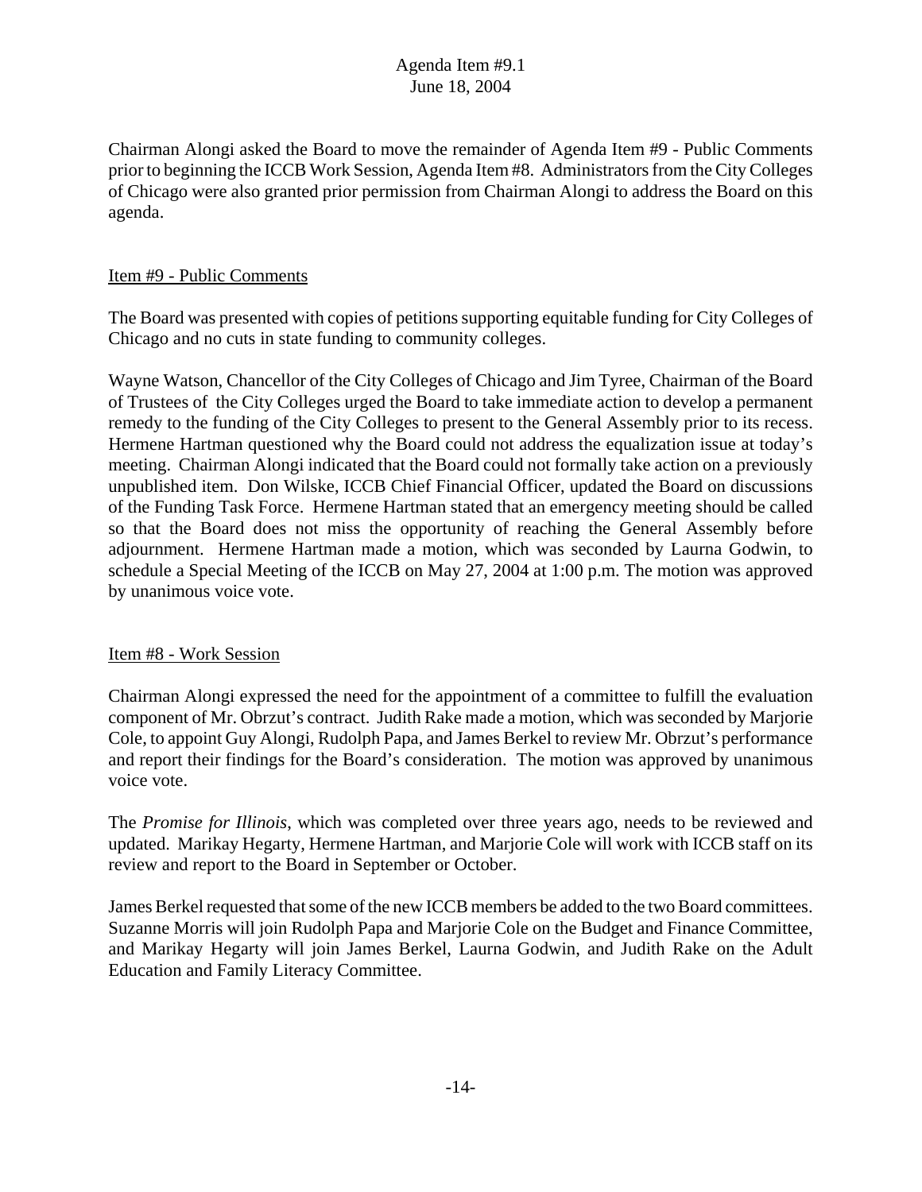Chairman Alongi asked the Board to move the remainder of Agenda Item #9 - Public Comments prior to beginning the ICCB Work Session, Agenda Item #8. Administrators from the City Colleges of Chicago were also granted prior permission from Chairman Alongi to address the Board on this agenda.

Item #9 - Public Comments

The Board was presented with copies of petitions supporting equitable funding for City Colleges of Chicago and no cuts in state funding to community colleges.

Wayne Watson, Chancellor of the City Colleges of Chicago and Jim Tyree, Chairman of the Board of Trustees of the City Colleges urged the Board to take immediate action to develop a permanent remedy to the funding of the City Colleges to present to the General Assembly prior to its recess. Hermene Hartman questioned why the Board could not address the equalization issue at today's meeting. Chairman Alongi indicated that the Board could not formally take action on a previously unpublished item. Don Wilske, ICCB Chief Financial Officer, updated the Board on discussions of the Funding Task Force. Hermene Hartman stated that an emergency meeting should be called so that the Board does not miss the opportunity of reaching the General Assembly before adjournment. Hermene Hartman made a motion, which was seconded by Laurna Godwin, to schedule a Special Meeting of the ICCB on May 27, 2004 at 1:00 p.m. The motion was approved by unanimous voice vote.

Item #8 - Work Session

Chairman Alongi expressed the need for the appointment of a committee to fulfill the evaluation component of Mr. Obrzut's contract. Judith Rake made a motion, which was seconded by Marjorie Cole, to appoint Guy Alongi, Rudolph Papa, and James Berkel to review Mr. Obrzut's performance and report their findings for the Board's consideration. The motion was approved by unanimous voice vote.

The *Promise for Illinois*, which was completed over three years ago, needs to be reviewed and updated. Marikay Hegarty, Hermene Hartman, and Marjorie Cole will work with ICCB staff on its review and report to the Board in September or October.

James Berkel requested that some of the new ICCB members be added to the two Board committees. Suzanne Morris will join Rudolph Papa and Marjorie Cole on the Budget and Finance Committee, and Marikay Hegarty will join James Berkel, Laurna Godwin, and Judith Rake on the Adult Education and Family Literacy Committee.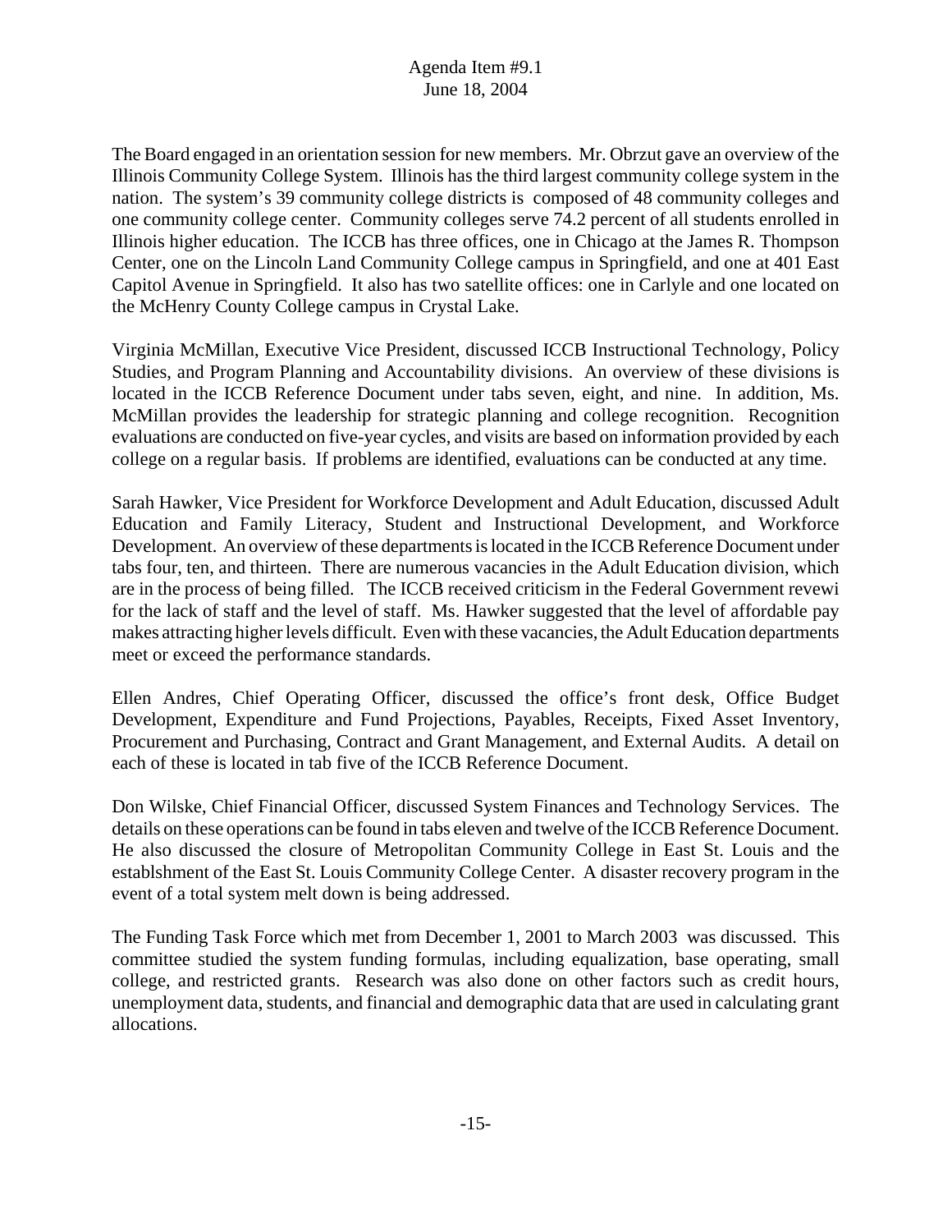The Board engaged in an orientation session for new members. Mr. Obrzut gave an overview of the Illinois Community College System. Illinois has the third largest community college system in the nation. The system's 39 community college districts is composed of 48 community colleges and one community college center. Community colleges serve 74.2 percent of all students enrolled in Illinois higher education. The ICCB has three offices, one in Chicago at the James R. Thompson Center, one on the Lincoln Land Community College campus in Springfield, and one at 401 East Capitol Avenue in Springfield. It also has two satellite offices: one in Carlyle and one located on the McHenry County College campus in Crystal Lake.

Virginia McMillan, Executive Vice President, discussed ICCB Instructional Technology, Policy Studies, and Program Planning and Accountability divisions. An overview of these divisions is located in the ICCB Reference Document under tabs seven, eight, and nine. In addition, Ms. McMillan provides the leadership for strategic planning and college recognition. Recognition evaluations are conducted on five-year cycles, and visits are based on information provided by each college on a regular basis. If problems are identified, evaluations can be conducted at any time.

Sarah Hawker, Vice President for Workforce Development and Adult Education, discussed Adult Education and Family Literacy, Student and Instructional Development, and Workforce Development. An overview of these departments is located in the ICCB Reference Document under tabs four, ten, and thirteen. There are numerous vacancies in the Adult Education division, which are in the process of being filled. The ICCB received criticism in the Federal Government revewi for the lack of staff and the level of staff. Ms. Hawker suggested that the level of affordable pay makes attracting higher levels difficult. Even with these vacancies, the Adult Education departments meet or exceed the performance standards.

Ellen Andres, Chief Operating Officer, discussed the office's front desk, Office Budget Development, Expenditure and Fund Projections, Payables, Receipts, Fixed Asset Inventory, Procurement and Purchasing, Contract and Grant Management, and External Audits. A detail on each of these is located in tab five of the ICCB Reference Document.

Don Wilske, Chief Financial Officer, discussed System Finances and Technology Services. The details on these operations can be found in tabs eleven and twelve of the ICCB Reference Document. He also discussed the closure of Metropolitan Community College in East St. Louis and the establshment of the East St. Louis Community College Center. A disaster recovery program in the event of a total system melt down is being addressed.

The Funding Task Force which met from December 1, 2001 to March 2003 was discussed. This committee studied the system funding formulas, including equalization, base operating, small college, and restricted grants. Research was also done on other factors such as credit hours, unemployment data, students, and financial and demographic data that are used in calculating grant allocations.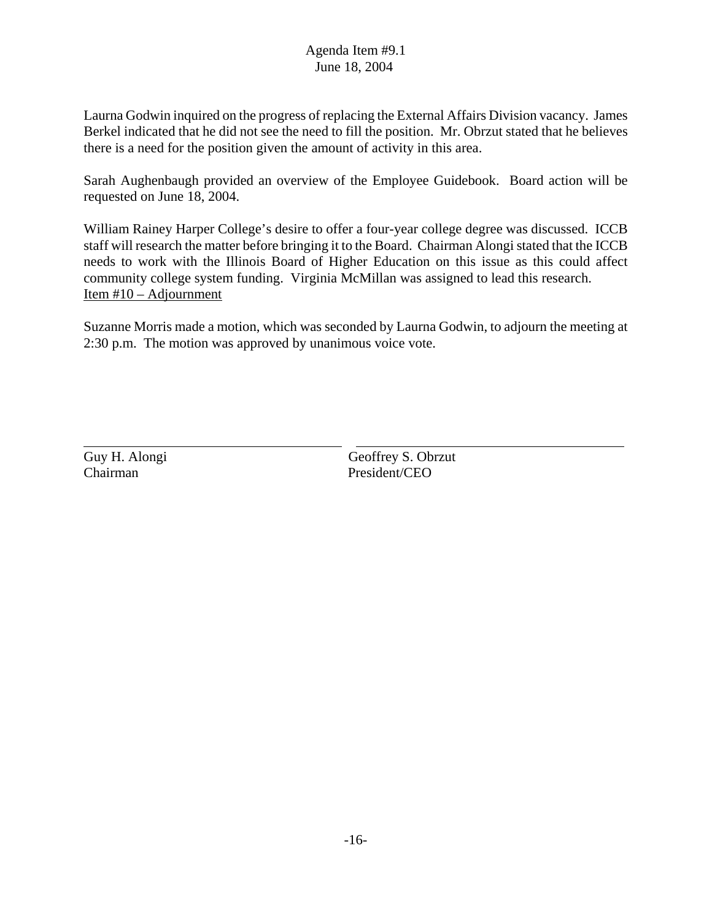Laurna Godwin inquired on the progress of replacing the External Affairs Division vacancy. James Berkel indicated that he did not see the need to fill the position. Mr. Obrzut stated that he believes there is a need for the position given the amount of activity in this area.

Sarah Aughenbaugh provided an overview of the Employee Guidebook. Board action will be requested on June 18, 2004.

William Rainey Harper College's desire to offer a four-year college degree was discussed. ICCB staff will research the matter before bringing it to the Board. Chairman Alongi stated that the ICCB needs to work with the Illinois Board of Higher Education on this issue as this could affect community college system funding. Virginia McMillan was assigned to lead this research.

<u>Item #10 – Adjournment</u>

Suzanne Morris made a motion, which was seconded by Laurna Godwin, to adjourn the meeting at 2:30 p.m. The motion was approved by unanimous voice vote.

| Guy H. Alongi | Geoffrey S. Obrzut |
|---|---|
| Chairman | President/CEO |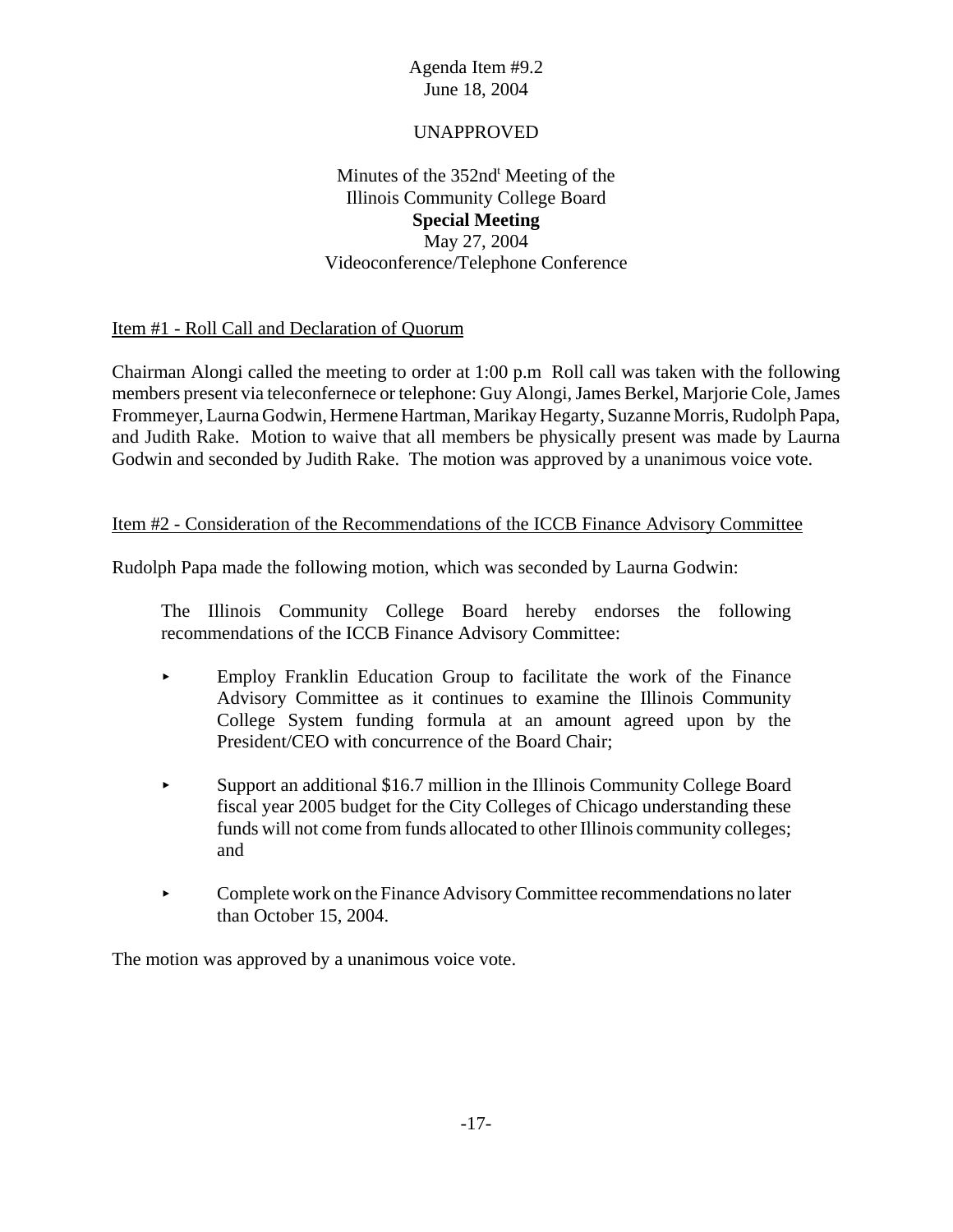Agenda Item #9.2
June 18, 2004

UNAPPROVED

Minutes of the 352nd[t] Meeting of the
Illinois Community College Board
**Special Meeting**
May 27, 2004
Videoconference/Telephone Conference

Item #1 - Roll Call and Declaration of Quorum

Chairman Alongi called the meeting to order at 1:00 p.m  Roll call was taken with the following members present via teleconfernece or telephone: Guy Alongi, James Berkel, Marjorie Cole, James Frommeyer, Laurna Godwin, Hermene Hartman, Marikay Hegarty, Suzanne Morris, Rudolph Papa, and Judith Rake.  Motion to waive that all members be physically present was made by Laurna Godwin and seconded by Judith Rake.  The motion was approved by a unanimous voice vote.

Item #2 - Consideration of the Recommendations of the ICCB Finance Advisory Committee

Rudolph Papa made the following motion, which was seconded by Laurna Godwin:

> The Illinois Community College Board hereby endorses the following recommendations of the ICCB Finance Advisory Committee:
>
> - Employ Franklin Education Group to facilitate the work of the Finance Advisory Committee as it continues to examine the Illinois Community College System funding formula at an amount agreed upon by the President/CEO with concurrence of the Board Chair;
> - Support an additional $16.7 million in the Illinois Community College Board fiscal year 2005 budget for the City Colleges of Chicago understanding these funds will not come from funds allocated to other Illinois community colleges; and
> - Complete work on the Finance Advisory Committee recommendations no later than October 15, 2004.

The motion was approved by a unanimous voice vote.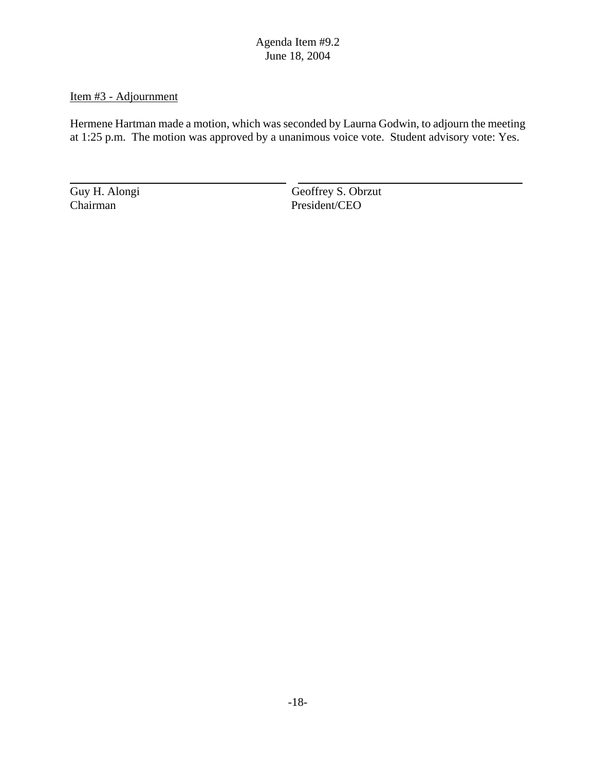Agenda Item #9.2
June 18, 2004

Item #3 - Adjournment

Hermene Hartman made a motion, which was seconded by Laurna Godwin, to adjourn the meeting at 1:25 p.m. The motion was approved by a unanimous voice vote. Student advisory vote: Yes.

| | |
|---|---|
| Guy H. Alongi | Geoffrey S. Obrzut |
| Chairman | President/CEO |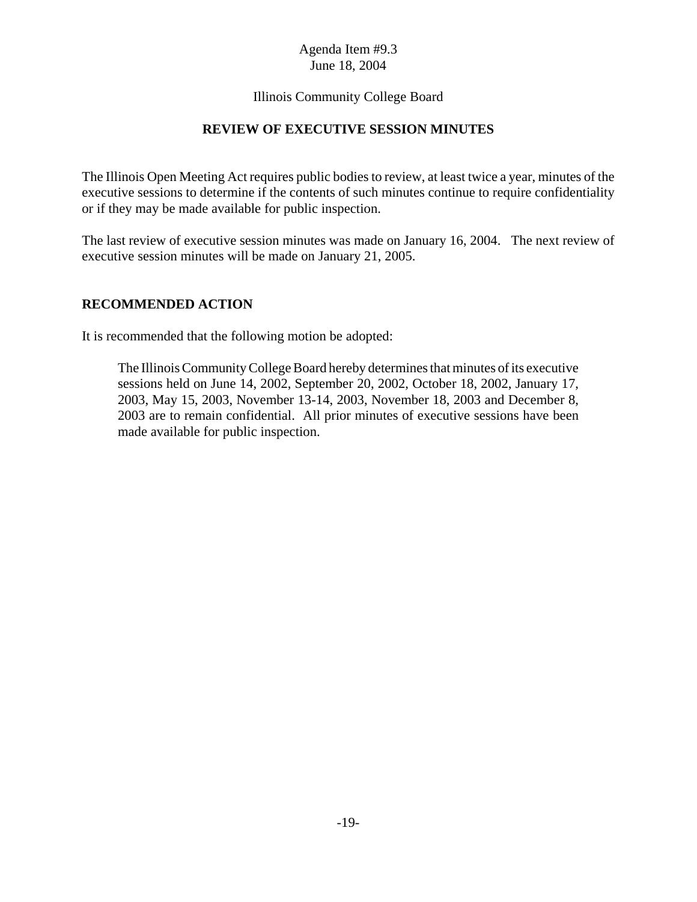Agenda Item #9.3
June 18, 2004

Illinois Community College Board

## REVIEW OF EXECUTIVE SESSION MINUTES

The Illinois Open Meeting Act requires public bodies to review, at least twice a year, minutes of the executive sessions to determine if the contents of such minutes continue to require confidentiality or if they may be made available for public inspection.

The last review of executive session minutes was made on January 16, 2004. The next review of executive session minutes will be made on January 21, 2005.

## RECOMMENDED ACTION

It is recommended that the following motion be adopted:

> The Illinois Community College Board hereby determines that minutes of its executive sessions held on June 14, 2002, September 20, 2002, October 18, 2002, January 17, 2003, May 15, 2003, November 13-14, 2003, November 18, 2003 and December 8, 2003 are to remain confidential. All prior minutes of executive sessions have been made available for public inspection.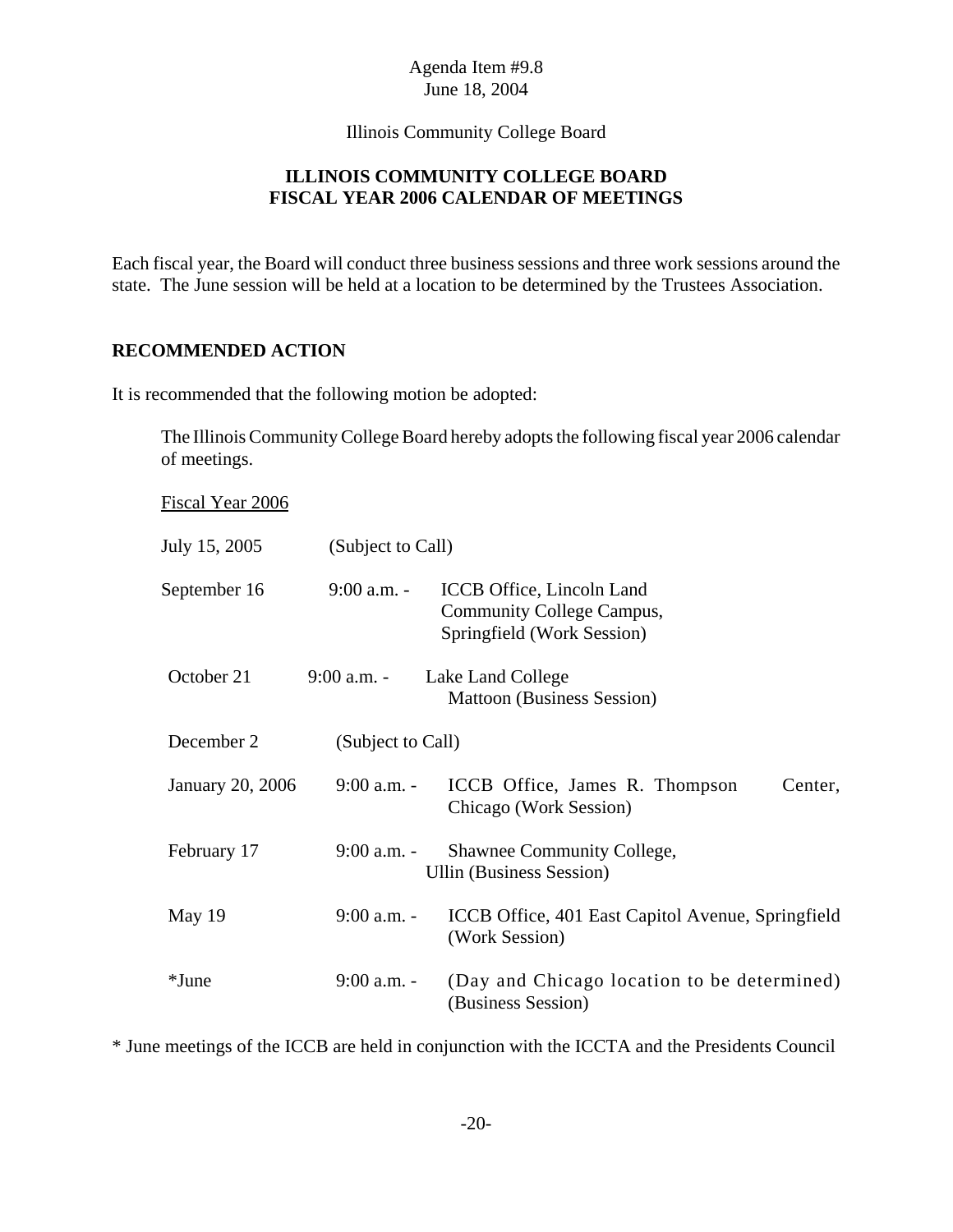Agenda Item #9.8
June 18, 2004

Illinois Community College Board

## ILLINOIS COMMUNITY COLLEGE BOARD
## FISCAL YEAR 2006 CALENDAR OF MEETINGS

Each fiscal year, the Board will conduct three business sessions and three work sessions around the state. The June session will be held at a location to be determined by the Trustees Association.

### RECOMMENDED ACTION

It is recommended that the following motion be adopted:

> The Illinois Community College Board hereby adopts the following fiscal year 2006 calendar of meetings.

Fiscal Year 2006

| | | |
|---|---|---|
| July 15, 2005 | (Subject to Call) | |
| September 16 | 9:00 a.m. - | ICCB Office, Lincoln Land Community College Campus, Springfield (Work Session) |
| October 21 | 9:00 a.m. - | Lake Land College Mattoon (Business Session) |
| December 2 | (Subject to Call) | |
| January 20, 2006 | 9:00 a.m. - | ICCB Office, James R. Thompson Center, Chicago (Work Session) |
| February 17 | 9:00 a.m. - | Shawnee Community College, Ullin (Business Session) |
| May 19 | 9:00 a.m. - | ICCB Office, 401 East Capitol Avenue, Springfield (Work Session) |
| *June | 9:00 a.m. - | (Day and Chicago location to be determined) (Business Session) |

* June meetings of the ICCB are held in conjunction with the ICCTA and the Presidents Council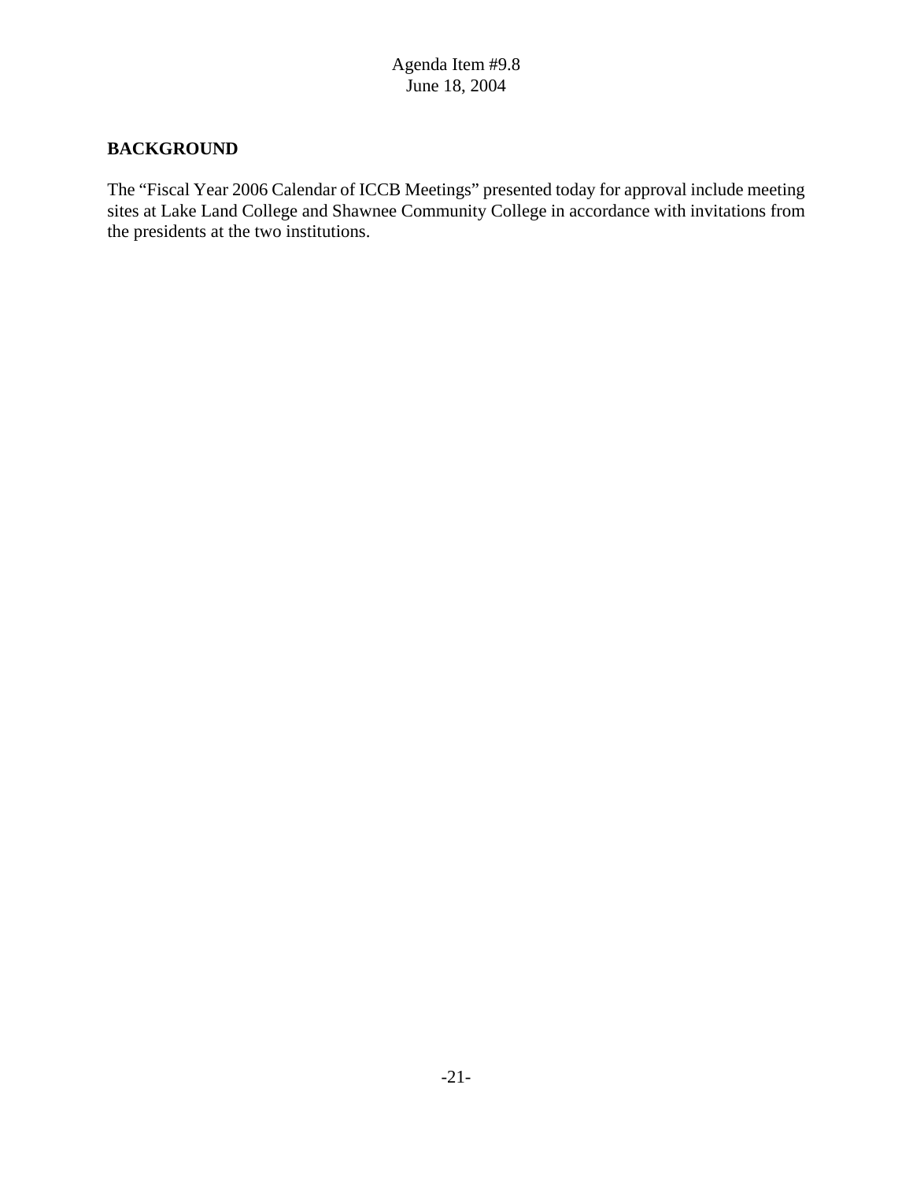Agenda Item #9.8
June 18, 2004

**BACKGROUND**

The "Fiscal Year 2006 Calendar of ICCB Meetings" presented today for approval include meeting sites at Lake Land College and Shawnee Community College in accordance with invitations from the presidents at the two institutions.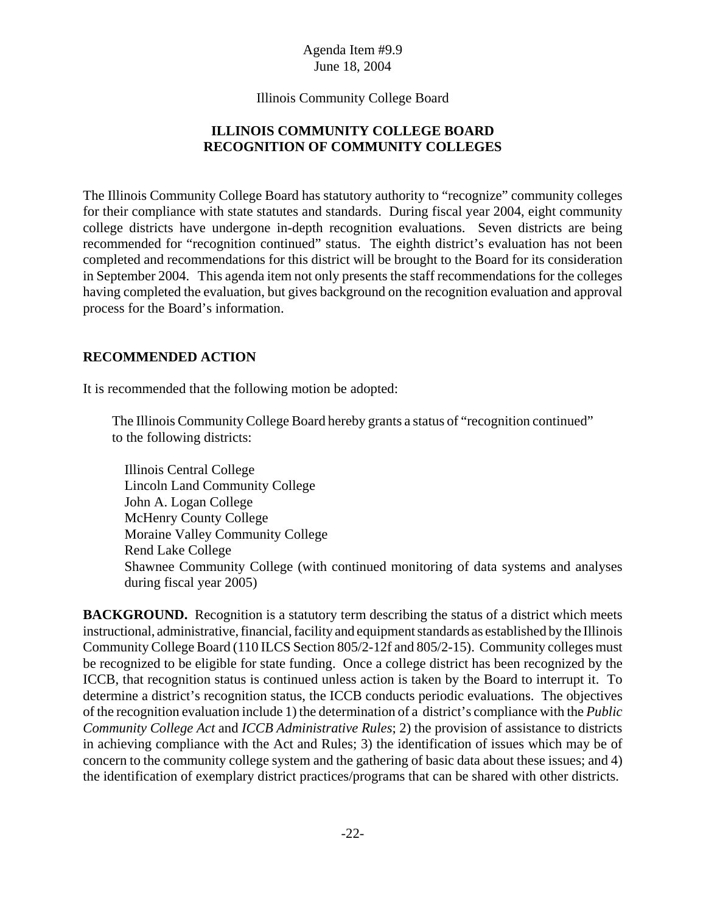Agenda Item #9.9
June 18, 2004

Illinois Community College Board

## ILLINOIS COMMUNITY COLLEGE BOARD RECOGNITION OF COMMUNITY COLLEGES

The Illinois Community College Board has statutory authority to "recognize" community colleges for their compliance with state statutes and standards. During fiscal year 2004, eight community college districts have undergone in-depth recognition evaluations. Seven districts are being recommended for "recognition continued" status. The eighth district's evaluation has not been completed and recommendations for this district will be brought to the Board for its consideration in September 2004. This agenda item not only presents the staff recommendations for the colleges having completed the evaluation, but gives background on the recognition evaluation and approval process for the Board's information.

### RECOMMENDED ACTION

It is recommended that the following motion be adopted:

> The Illinois Community College Board hereby grants a status of "recognition continued" to the following districts:
>
> Illinois Central College
> Lincoln Land Community College
> John A. Logan College
> McHenry County College
> Moraine Valley Community College
> Rend Lake College
> Shawnee Community College (with continued monitoring of data systems and analyses during fiscal year 2005)

**BACKGROUND.** Recognition is a statutory term describing the status of a district which meets instructional, administrative, financial, facility and equipment standards as established by the Illinois Community College Board (110 ILCS Section 805/2-12f and 805/2-15). Community colleges must be recognized to be eligible for state funding. Once a college district has been recognized by the ICCB, that recognition status is continued unless action is taken by the Board to interrupt it. To determine a district's recognition status, the ICCB conducts periodic evaluations. The objectives of the recognition evaluation include 1) the determination of a district's compliance with the *Public Community College Act* and *ICCB Administrative Rules*; 2) the provision of assistance to districts in achieving compliance with the Act and Rules; 3) the identification of issues which may be of concern to the community college system and the gathering of basic data about these issues; and 4) the identification of exemplary district practices/programs that can be shared with other districts.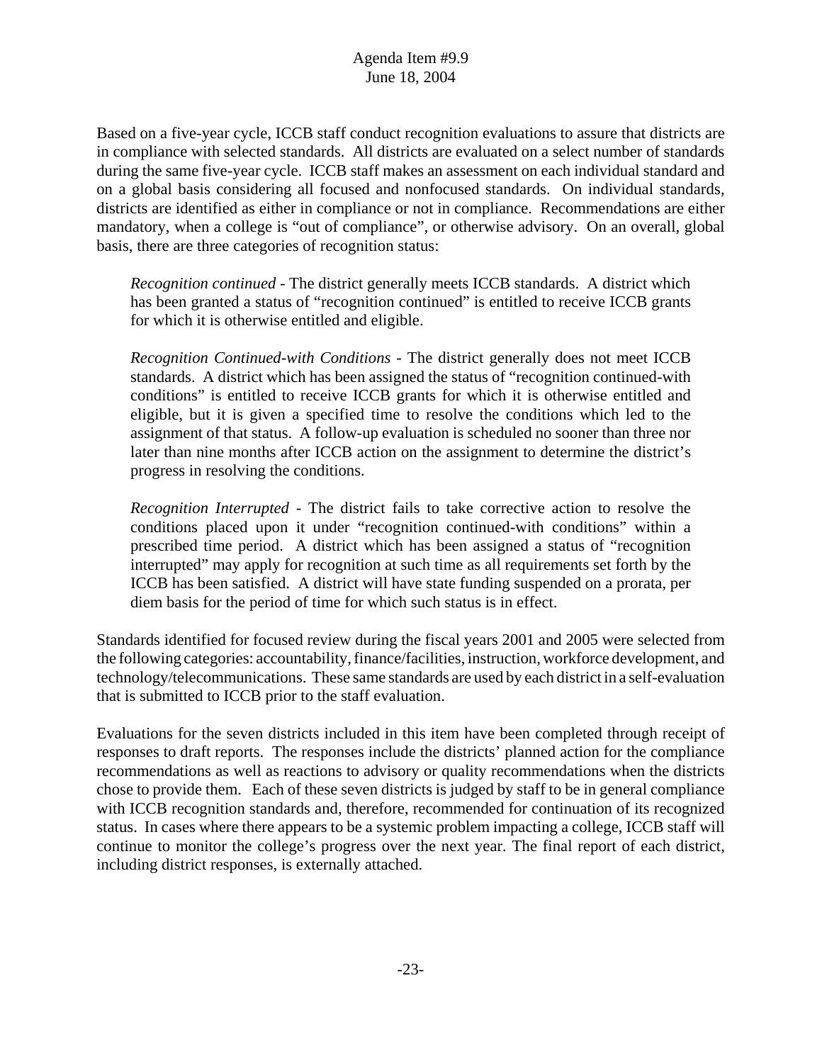Based on a five-year cycle, ICCB staff conduct recognition evaluations to assure that districts are in compliance with selected standards. All districts are evaluated on a select number of standards during the same five-year cycle. ICCB staff makes an assessment on each individual standard and on a global basis considering all focused and nonfocused standards. On individual standards, districts are identified as either in compliance or not in compliance. Recommendations are either mandatory, when a college is "out of compliance", or otherwise advisory. On an overall, global basis, there are three categories of recognition status:

> *Recognition continued* - The district generally meets ICCB standards. A district which has been granted a status of "recognition continued" is entitled to receive ICCB grants for which it is otherwise entitled and eligible.
>
> *Recognition Continued-with Conditions* - The district generally does not meet ICCB standards. A district which has been assigned the status of "recognition continued-with conditions" is entitled to receive ICCB grants for which it is otherwise entitled and eligible, but it is given a specified time to resolve the conditions which led to the assignment of that status. A follow-up evaluation is scheduled no sooner than three nor later than nine months after ICCB action on the assignment to determine the district's progress in resolving the conditions.
>
> *Recognition Interrupted* - The district fails to take corrective action to resolve the conditions placed upon it under "recognition continued-with conditions" within a prescribed time period. A district which has been assigned a status of "recognition interrupted" may apply for recognition at such time as all requirements set forth by the ICCB has been satisfied. A district will have state funding suspended on a prorata, per diem basis for the period of time for which such status is in effect.

Standards identified for focused review during the fiscal years 2001 and 2005 were selected from the following categories: accountability, finance/facilities, instruction, workforce development, and technology/telecommunications. These same standards are used by each district in a self-evaluation that is submitted to ICCB prior to the staff evaluation.

Evaluations for the seven districts included in this item have been completed through receipt of responses to draft reports. The responses include the districts' planned action for the compliance recommendations as well as reactions to advisory or quality recommendations when the districts chose to provide them. Each of these seven districts is judged by staff to be in general compliance with ICCB recognition standards and, therefore, recommended for continuation of its recognized status. In cases where there appears to be a systemic problem impacting a college, ICCB staff will continue to monitor the college's progress over the next year. The final report of each district, including district responses, is externally attached.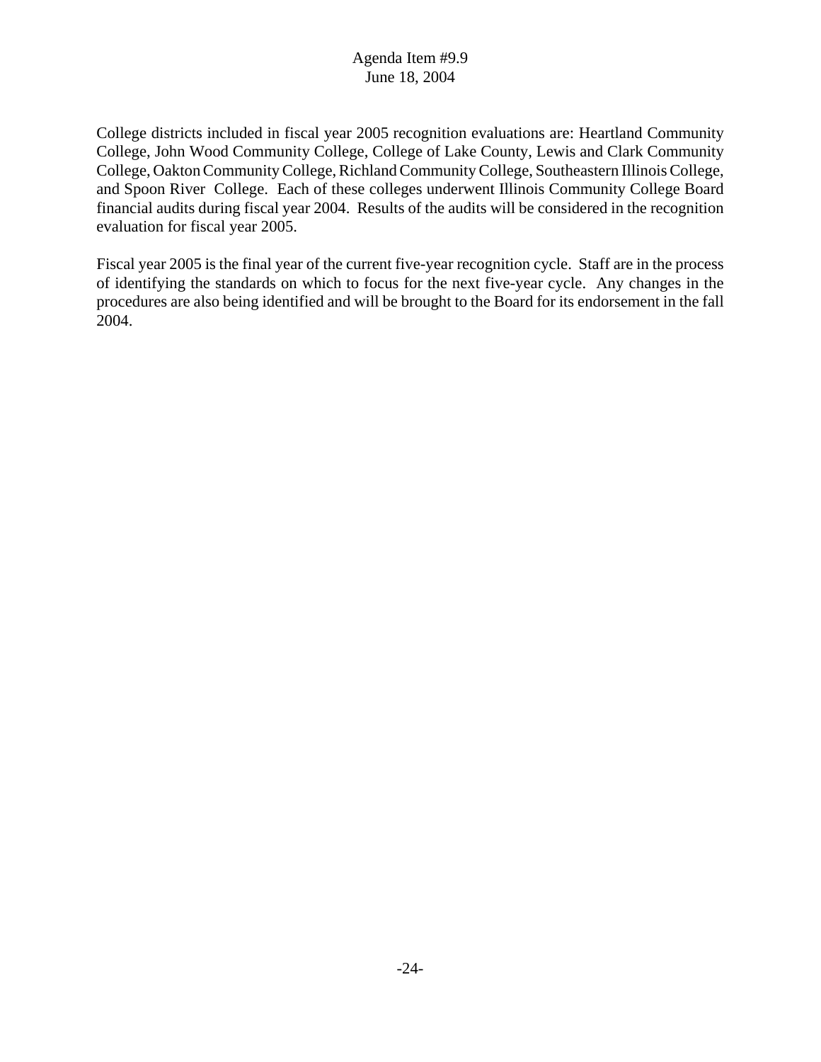College districts included in fiscal year 2005 recognition evaluations are: Heartland Community College, John Wood Community College, College of Lake County, Lewis and Clark Community College, Oakton Community College, Richland Community College, Southeastern Illinois College, and Spoon River College. Each of these colleges underwent Illinois Community College Board financial audits during fiscal year 2004. Results of the audits will be considered in the recognition evaluation for fiscal year 2005.

Fiscal year 2005 is the final year of the current five-year recognition cycle. Staff are in the process of identifying the standards on which to focus for the next five-year cycle. Any changes in the procedures are also being identified and will be brought to the Board for its endorsement in the fall 2004.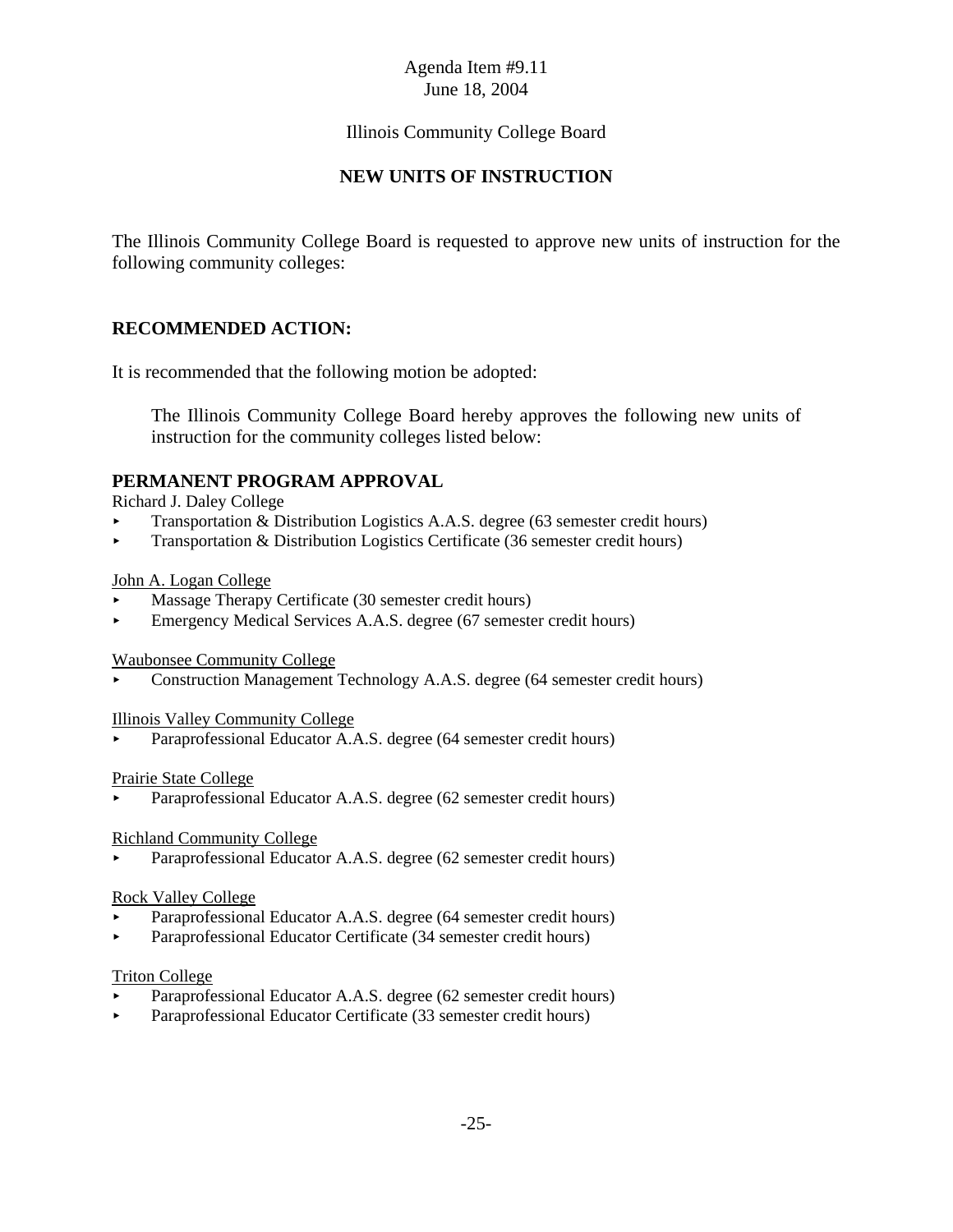Agenda Item #9.11
June 18, 2004

Illinois Community College Board

## NEW UNITS OF INSTRUCTION

The Illinois Community College Board is requested to approve new units of instruction for the following community colleges:

### RECOMMENDED ACTION:

It is recommended that the following motion be adopted:

> The Illinois Community College Board hereby approves the following new units of instruction for the community colleges listed below:

### PERMANENT PROGRAM APPROVAL

Richard J. Daley College
- Transportation & Distribution Logistics A.A.S. degree (63 semester credit hours)
- Transportation & Distribution Logistics Certificate (36 semester credit hours)

John A. Logan College
- Massage Therapy Certificate (30 semester credit hours)
- Emergency Medical Services A.A.S. degree (67 semester credit hours)

Waubonsee Community College
- Construction Management Technology A.A.S. degree (64 semester credit hours)

Illinois Valley Community College
- Paraprofessional Educator A.A.S. degree (64 semester credit hours)

Prairie State College
- Paraprofessional Educator A.A.S. degree (62 semester credit hours)

Richland Community College
- Paraprofessional Educator A.A.S. degree (62 semester credit hours)

Rock Valley College
- Paraprofessional Educator A.A.S. degree (64 semester credit hours)
- Paraprofessional Educator Certificate (34 semester credit hours)

Triton College
- Paraprofessional Educator A.A.S. degree (62 semester credit hours)
- Paraprofessional Educator Certificate (33 semester credit hours)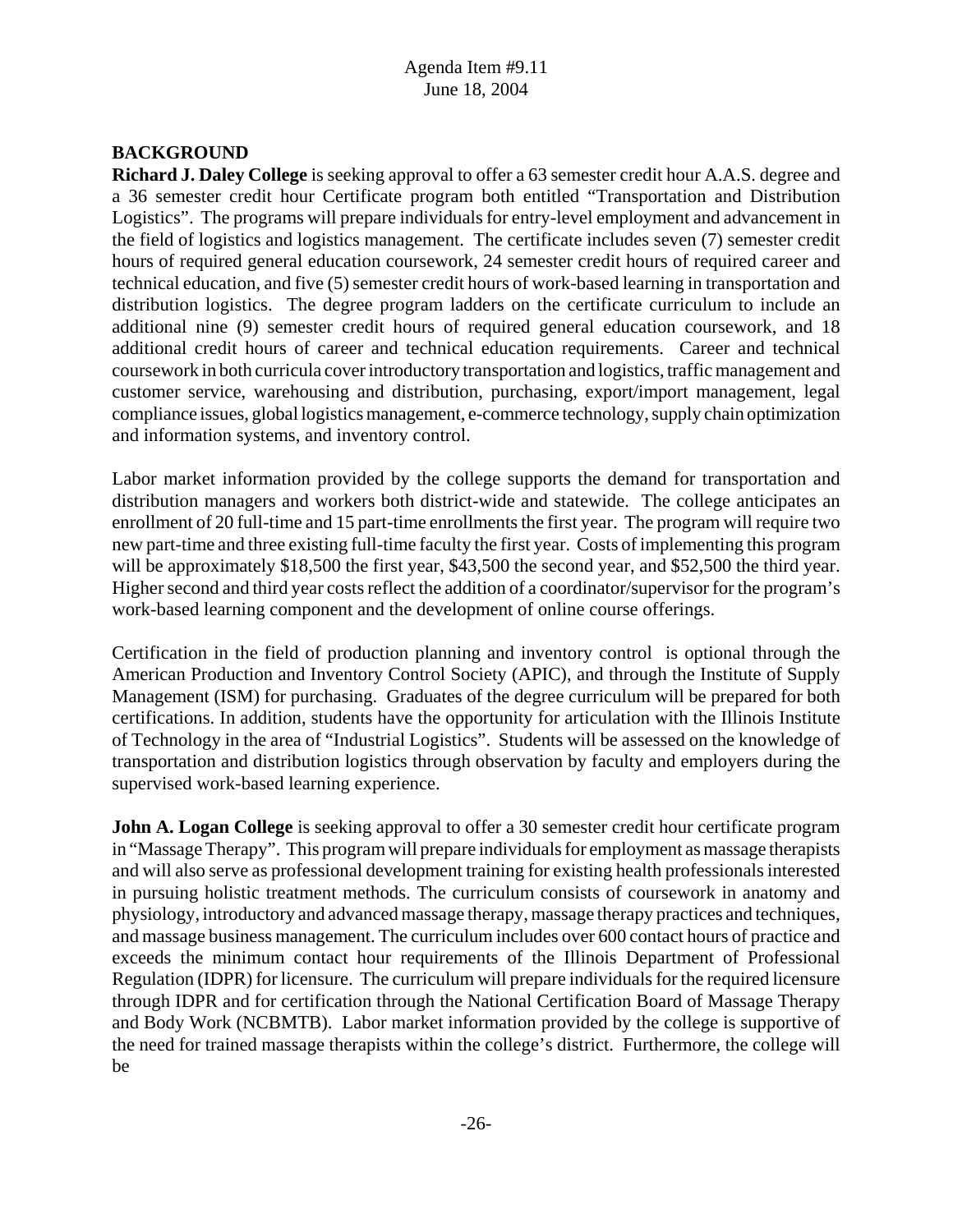Agenda Item #9.11
June 18, 2004

**BACKGROUND**

**Richard J. Daley College** is seeking approval to offer a 63 semester credit hour A.A.S. degree and a 36 semester credit hour Certificate program both entitled "Transportation and Distribution Logistics". The programs will prepare individuals for entry-level employment and advancement in the field of logistics and logistics management. The certificate includes seven (7) semester credit hours of required general education coursework, 24 semester credit hours of required career and technical education, and five (5) semester credit hours of work-based learning in transportation and distribution logistics. The degree program ladders on the certificate curriculum to include an additional nine (9) semester credit hours of required general education coursework, and 18 additional credit hours of career and technical education requirements. Career and technical coursework in both curricula cover introductory transportation and logistics, traffic management and customer service, warehousing and distribution, purchasing, export/import management, legal compliance issues, global logistics management, e-commerce technology, supply chain optimization and information systems, and inventory control.

Labor market information provided by the college supports the demand for transportation and distribution managers and workers both district-wide and statewide. The college anticipates an enrollment of 20 full-time and 15 part-time enrollments the first year. The program will require two new part-time and three existing full-time faculty the first year. Costs of implementing this program will be approximately \$18,500 the first year, \$43,500 the second year, and \$52,500 the third year. Higher second and third year costs reflect the addition of a coordinator/supervisor for the program's work-based learning component and the development of online course offerings.

Certification in the field of production planning and inventory control is optional through the American Production and Inventory Control Society (APIC), and through the Institute of Supply Management (ISM) for purchasing. Graduates of the degree curriculum will be prepared for both certifications. In addition, students have the opportunity for articulation with the Illinois Institute of Technology in the area of "Industrial Logistics". Students will be assessed on the knowledge of transportation and distribution logistics through observation by faculty and employers during the supervised work-based learning experience.

**John A. Logan College** is seeking approval to offer a 30 semester credit hour certificate program in "Massage Therapy". This program will prepare individuals for employment as massage therapists and will also serve as professional development training for existing health professionals interested in pursuing holistic treatment methods. The curriculum consists of coursework in anatomy and physiology, introductory and advanced massage therapy, massage therapy practices and techniques, and massage business management. The curriculum includes over 600 contact hours of practice and exceeds the minimum contact hour requirements of the Illinois Department of Professional Regulation (IDPR) for licensure. The curriculum will prepare individuals for the required licensure through IDPR and for certification through the National Certification Board of Massage Therapy and Body Work (NCBMTB). Labor market information provided by the college is supportive of the need for trained massage therapists within the college's district. Furthermore, the college will be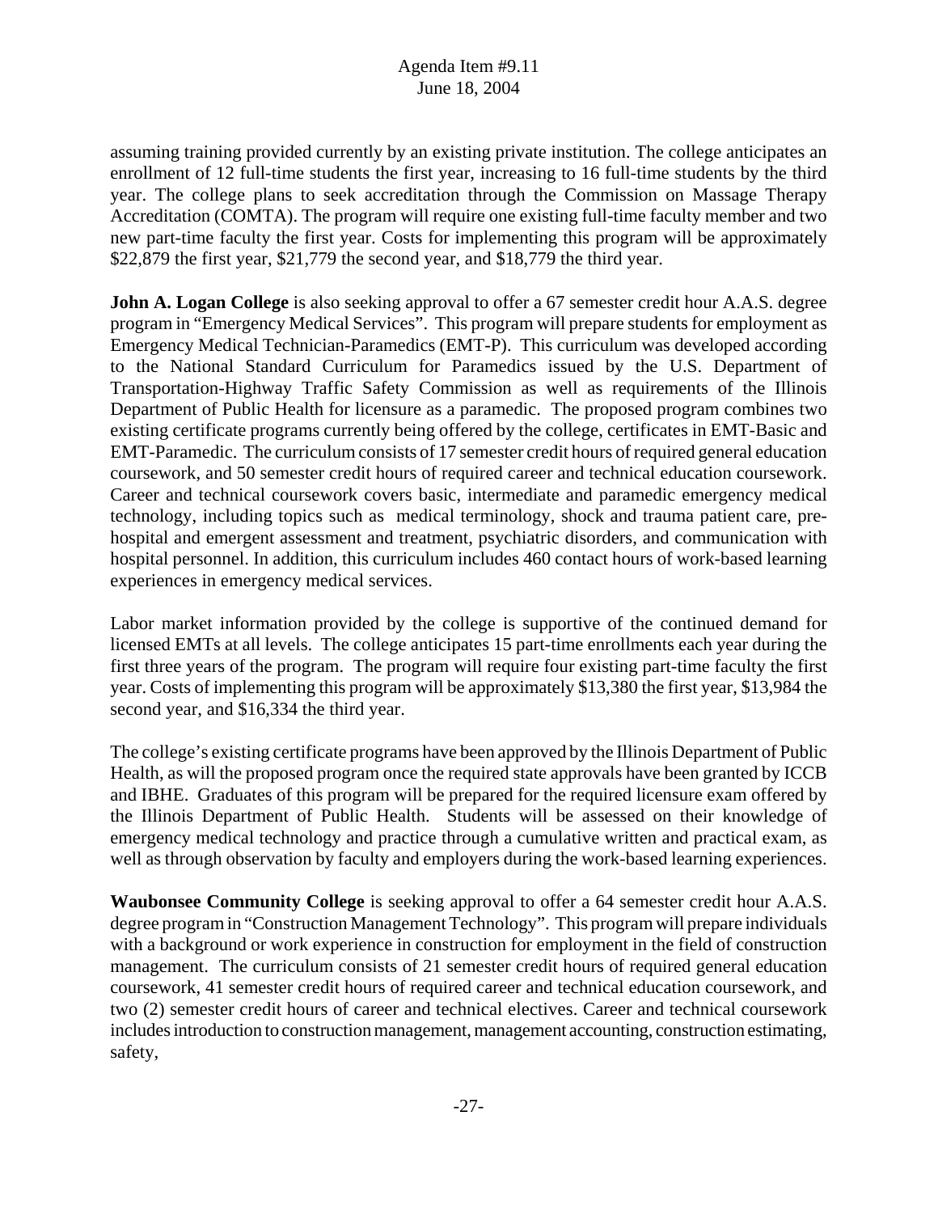assuming training provided currently by an existing private institution. The college anticipates an enrollment of 12 full-time students the first year, increasing to 16 full-time students by the third year. The college plans to seek accreditation through the Commission on Massage Therapy Accreditation (COMTA). The program will require one existing full-time faculty member and two new part-time faculty the first year. Costs for implementing this program will be approximately $22,879 the first year, $21,779 the second year, and $18,779 the third year.

**John A. Logan College** is also seeking approval to offer a 67 semester credit hour A.A.S. degree program in "Emergency Medical Services". This program will prepare students for employment as Emergency Medical Technician-Paramedics (EMT-P). This curriculum was developed according to the National Standard Curriculum for Paramedics issued by the U.S. Department of Transportation-Highway Traffic Safety Commission as well as requirements of the Illinois Department of Public Health for licensure as a paramedic. The proposed program combines two existing certificate programs currently being offered by the college, certificates in EMT-Basic and EMT-Paramedic. The curriculum consists of 17 semester credit hours of required general education coursework, and 50 semester credit hours of required career and technical education coursework. Career and technical coursework covers basic, intermediate and paramedic emergency medical technology, including topics such as medical terminology, shock and trauma patient care, pre-hospital and emergent assessment and treatment, psychiatric disorders, and communication with hospital personnel. In addition, this curriculum includes 460 contact hours of work-based learning experiences in emergency medical services.

Labor market information provided by the college is supportive of the continued demand for licensed EMTs at all levels. The college anticipates 15 part-time enrollments each year during the first three years of the program. The program will require four existing part-time faculty the first year. Costs of implementing this program will be approximately $13,380 the first year, $13,984 the second year, and $16,334 the third year.

The college's existing certificate programs have been approved by the Illinois Department of Public Health, as will the proposed program once the required state approvals have been granted by ICCB and IBHE. Graduates of this program will be prepared for the required licensure exam offered by the Illinois Department of Public Health. Students will be assessed on their knowledge of emergency medical technology and practice through a cumulative written and practical exam, as well as through observation by faculty and employers during the work-based learning experiences.

**Waubonsee Community College** is seeking approval to offer a 64 semester credit hour A.A.S. degree program in "Construction Management Technology". This program will prepare individuals with a background or work experience in construction for employment in the field of construction management. The curriculum consists of 21 semester credit hours of required general education coursework, 41 semester credit hours of required career and technical education coursework, and two (2) semester credit hours of career and technical electives. Career and technical coursework includes introduction to construction management, management accounting, construction estimating, safety,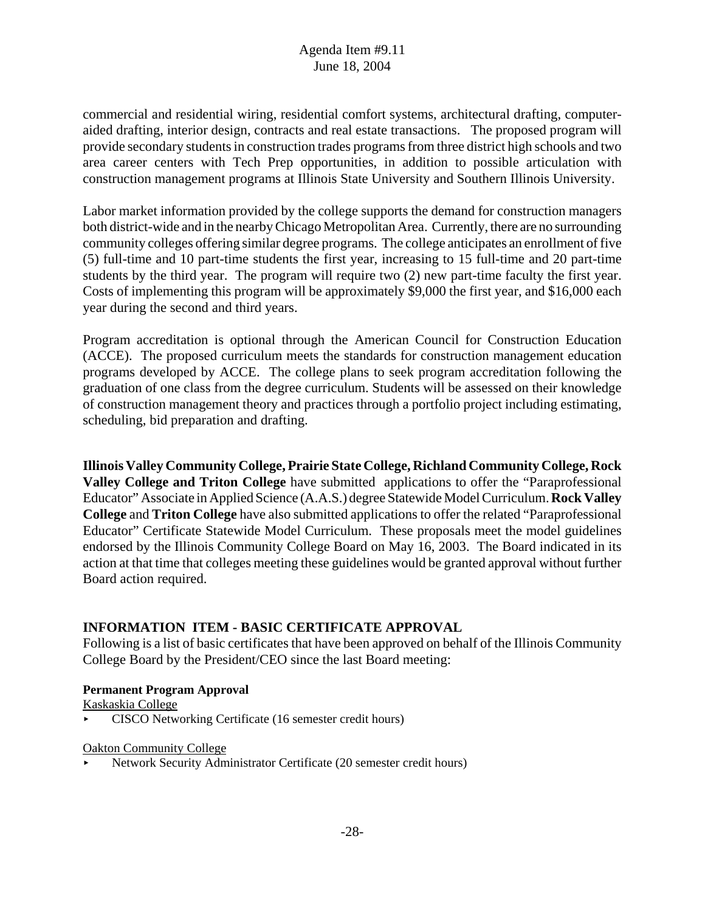commercial and residential wiring, residential comfort systems, architectural drafting, computer-aided drafting, interior design, contracts and real estate transactions. The proposed program will provide secondary students in construction trades programs from three district high schools and two area career centers with Tech Prep opportunities, in addition to possible articulation with construction management programs at Illinois State University and Southern Illinois University.

Labor market information provided by the college supports the demand for construction managers both district-wide and in the nearby Chicago Metropolitan Area. Currently, there are no surrounding community colleges offering similar degree programs. The college anticipates an enrollment of five (5) full-time and 10 part-time students the first year, increasing to 15 full-time and 20 part-time students by the third year. The program will require two (2) new part-time faculty the first year. Costs of implementing this program will be approximately \$9,000 the first year, and \$16,000 each year during the second and third years.

Program accreditation is optional through the American Council for Construction Education (ACCE). The proposed curriculum meets the standards for construction management education programs developed by ACCE. The college plans to seek program accreditation following the graduation of one class from the degree curriculum. Students will be assessed on their knowledge of construction management theory and practices through a portfolio project including estimating, scheduling, bid preparation and drafting.

**Illinois Valley Community College, Prairie State College, Richland Community College, Rock Valley College and Triton College** have submitted applications to offer the "Paraprofessional Educator" Associate in Applied Science (A.A.S.) degree Statewide Model Curriculum. **Rock Valley College** and **Triton College** have also submitted applications to offer the related "Paraprofessional Educator" Certificate Statewide Model Curriculum. These proposals meet the model guidelines endorsed by the Illinois Community College Board on May 16, 2003. The Board indicated in its action at that time that colleges meeting these guidelines would be granted approval without further Board action required.

## INFORMATION ITEM - BASIC CERTIFICATE APPROVAL

Following is a list of basic certificates that have been approved on behalf of the Illinois Community College Board by the President/CEO since the last Board meeting:

**Permanent Program Approval**

Kaskaskia College

- CISCO Networking Certificate (16 semester credit hours)

Oakton Community College

- Network Security Administrator Certificate (20 semester credit hours)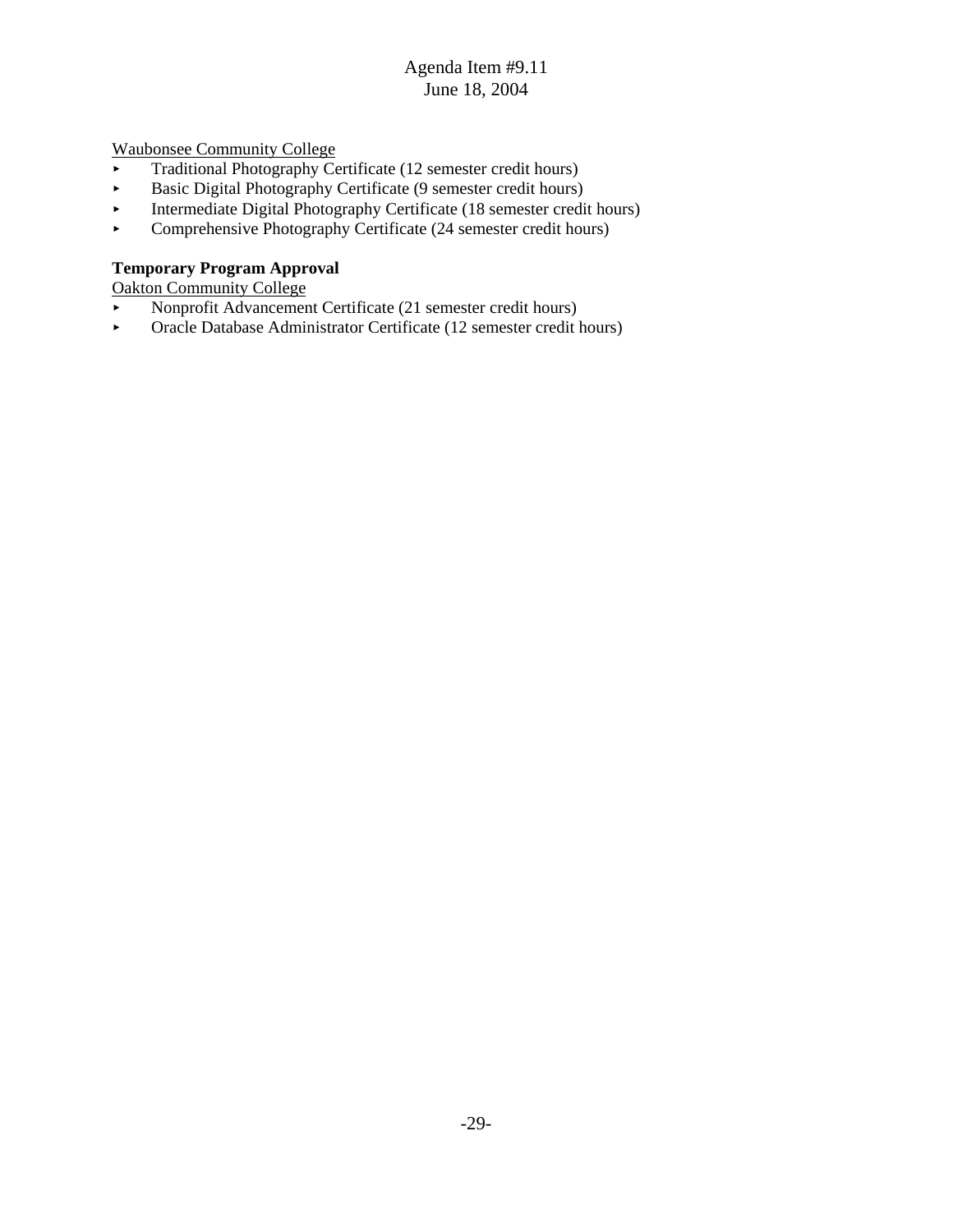Waubonsee Community College

- Traditional Photography Certificate (12 semester credit hours)
- Basic Digital Photography Certificate (9 semester credit hours)
- Intermediate Digital Photography Certificate (18 semester credit hours)
- Comprehensive Photography Certificate (24 semester credit hours)

**Temporary Program Approval**

Oakton Community College

- Nonprofit Advancement Certificate (21 semester credit hours)
- Oracle Database Administrator Certificate (12 semester credit hours)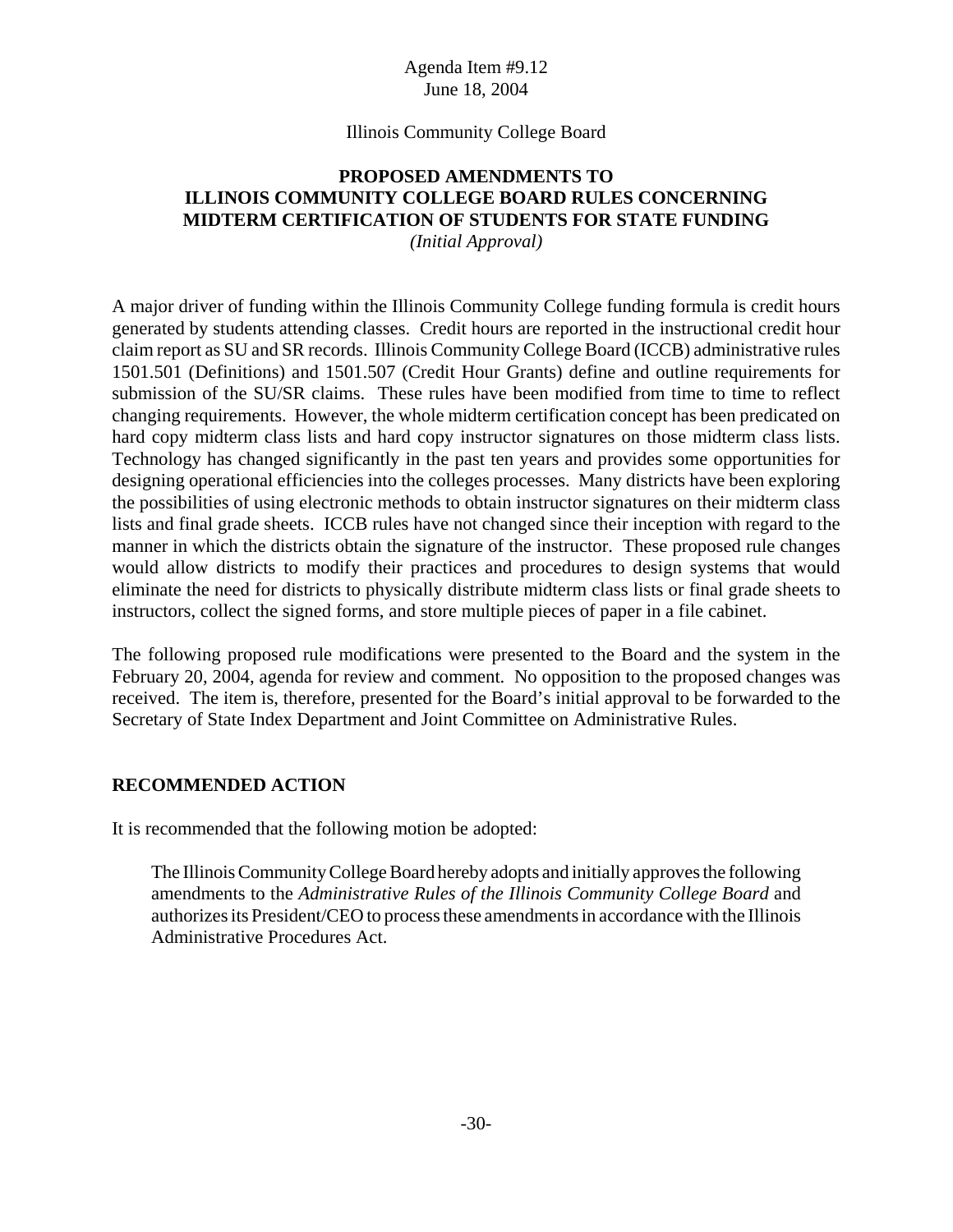Agenda Item #9.12
June 18, 2004

Illinois Community College Board

# PROPOSED AMENDMENTS TO ILLINOIS COMMUNITY COLLEGE BOARD RULES CONCERNING MIDTERM CERTIFICATION OF STUDENTS FOR STATE FUNDING

*(Initial Approval)*

A major driver of funding within the Illinois Community College funding formula is credit hours generated by students attending classes. Credit hours are reported in the instructional credit hour claim report as SU and SR records. Illinois Community College Board (ICCB) administrative rules 1501.501 (Definitions) and 1501.507 (Credit Hour Grants) define and outline requirements for submission of the SU/SR claims. These rules have been modified from time to time to reflect changing requirements. However, the whole midterm certification concept has been predicated on hard copy midterm class lists and hard copy instructor signatures on those midterm class lists. Technology has changed significantly in the past ten years and provides some opportunities for designing operational efficiencies into the colleges processes. Many districts have been exploring the possibilities of using electronic methods to obtain instructor signatures on their midterm class lists and final grade sheets. ICCB rules have not changed since their inception with regard to the manner in which the districts obtain the signature of the instructor. These proposed rule changes would allow districts to modify their practices and procedures to design systems that would eliminate the need for districts to physically distribute midterm class lists or final grade sheets to instructors, collect the signed forms, and store multiple pieces of paper in a file cabinet.

The following proposed rule modifications were presented to the Board and the system in the February 20, 2004, agenda for review and comment. No opposition to the proposed changes was received. The item is, therefore, presented for the Board's initial approval to be forwarded to the Secretary of State Index Department and Joint Committee on Administrative Rules.

## RECOMMENDED ACTION

It is recommended that the following motion be adopted:

> The Illinois Community College Board hereby adopts and initially approves the following amendments to the *Administrative Rules of the Illinois Community College Board* and authorizes its President/CEO to process these amendments in accordance with the Illinois Administrative Procedures Act.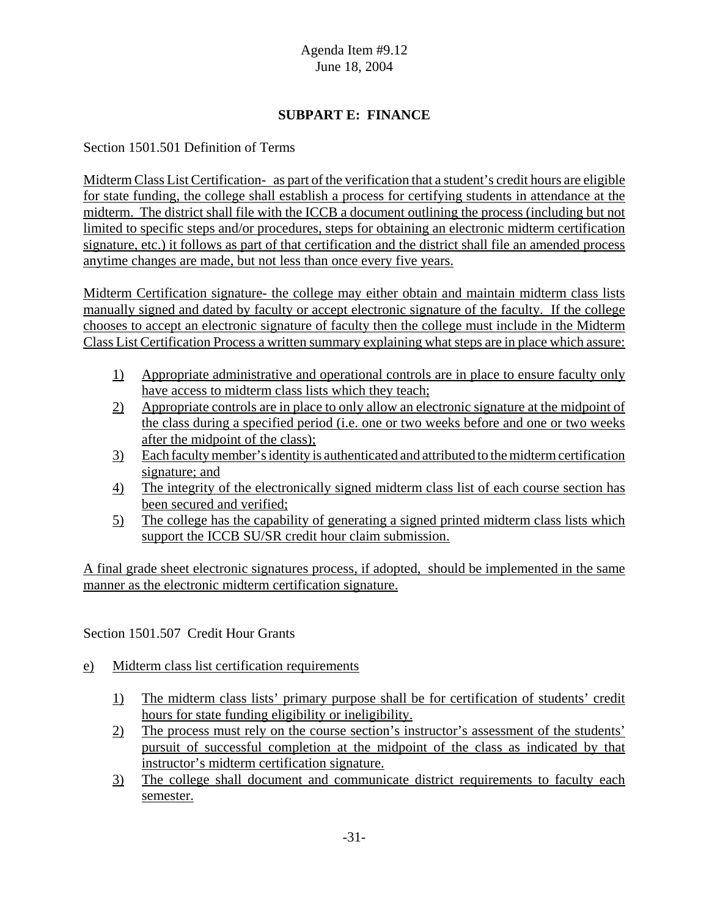Agenda Item #9.12
June 18, 2004

## SUBPART E: FINANCE

Section 1501.501 Definition of Terms

Midterm Class List Certification- as part of the verification that a student's credit hours are eligible for state funding, the college shall establish a process for certifying students in attendance at the midterm. The district shall file with the ICCB a document outlining the process (including but not limited to specific steps and/or procedures, steps for obtaining an electronic midterm certification signature, etc.) it follows as part of that certification and the district shall file an amended process anytime changes are made, but not less than once every five years.

Midterm Certification signature- the college may either obtain and maintain midterm class lists manually signed and dated by faculty or accept electronic signature of the faculty. If the college chooses to accept an electronic signature of faculty then the college must include in the Midterm Class List Certification Process a written summary explaining what steps are in place which assure:

1) Appropriate administrative and operational controls are in place to ensure faculty only have access to midterm class lists which they teach;
2) Appropriate controls are in place to only allow an electronic signature at the midpoint of the class during a specified period (i.e. one or two weeks before and one or two weeks after the midpoint of the class);
3) Each faculty member's identity is authenticated and attributed to the midterm certification signature; and
4) The integrity of the electronically signed midterm class list of each course section has been secured and verified;
5) The college has the capability of generating a signed printed midterm class lists which support the ICCB SU/SR credit hour claim submission.

A final grade sheet electronic signatures process, if adopted, should be implemented in the same manner as the electronic midterm certification signature.

Section 1501.507 Credit Hour Grants

e) Midterm class list certification requirements

  1) The midterm class lists' primary purpose shall be for certification of students' credit hours for state funding eligibility or ineligibility.
  2) The process must rely on the course section's instructor's assessment of the students' pursuit of successful completion at the midpoint of the class as indicated by that instructor's midterm certification signature.
  3) The college shall document and communicate district requirements to faculty each semester.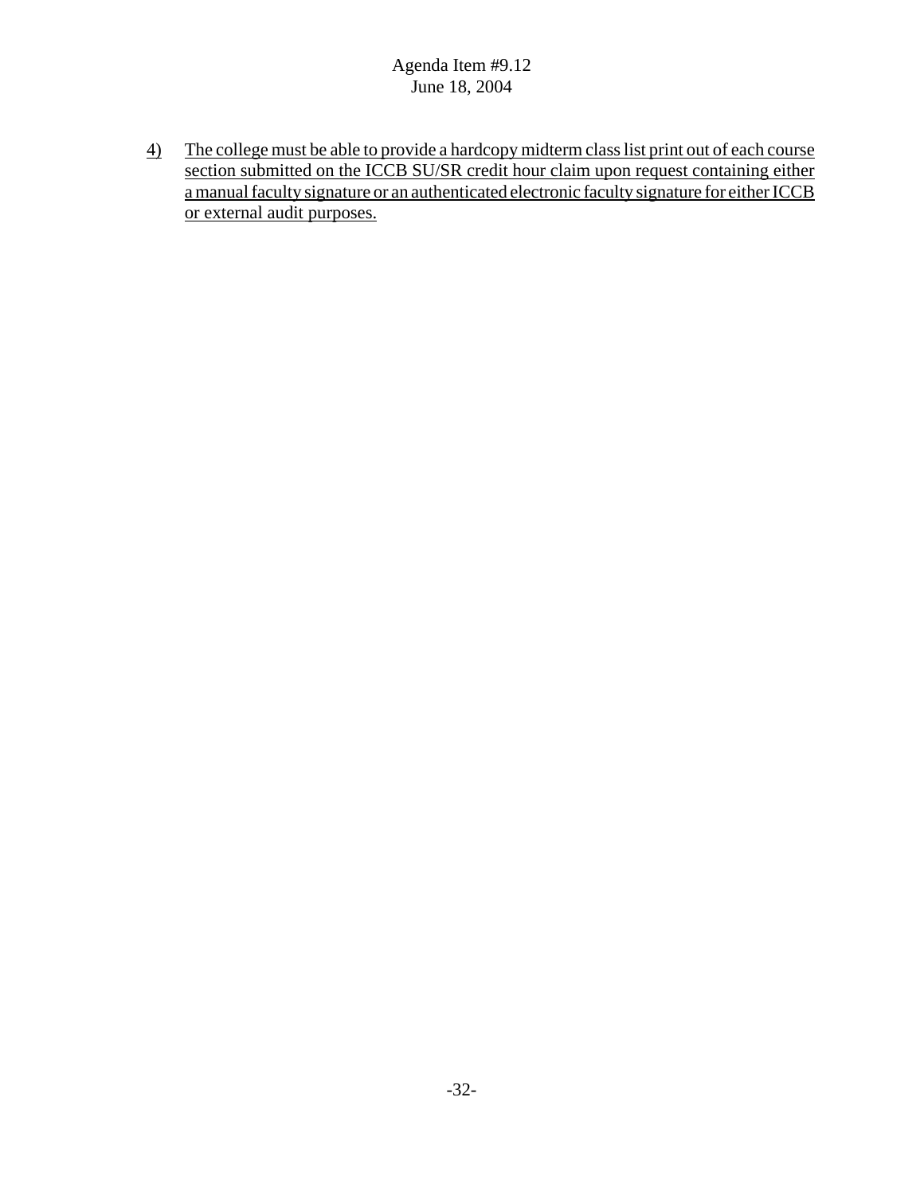4) The college must be able to provide a hardcopy midterm class list print out of each course section submitted on the ICCB SU/SR credit hour claim upon request containing either a manual faculty signature or an authenticated electronic faculty signature for either ICCB or external audit purposes.